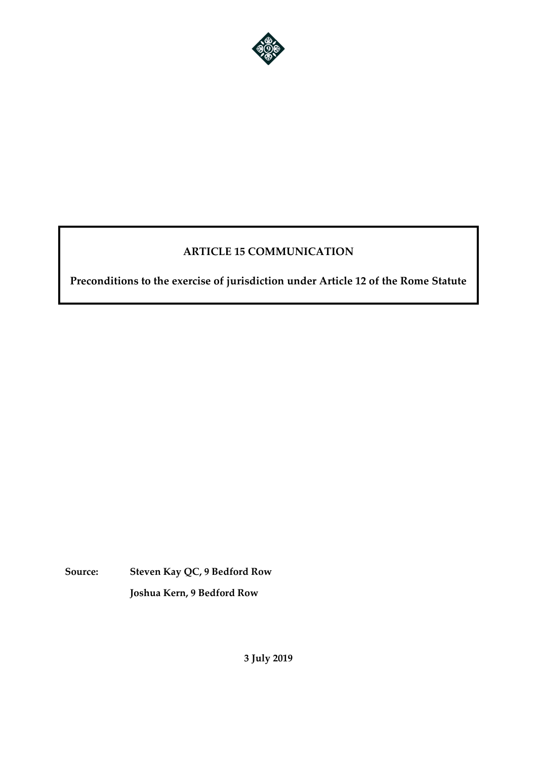# ARTICLE 15 COMMUNICATION

**Preconditions to the exercise of jurisdiction under Article 12 of the Rome Statute**

**Source:** **Steven Kay QC, 9 Bedford Row**

**Joshua Kern, 9 Bedford Row**

**3 July 2019**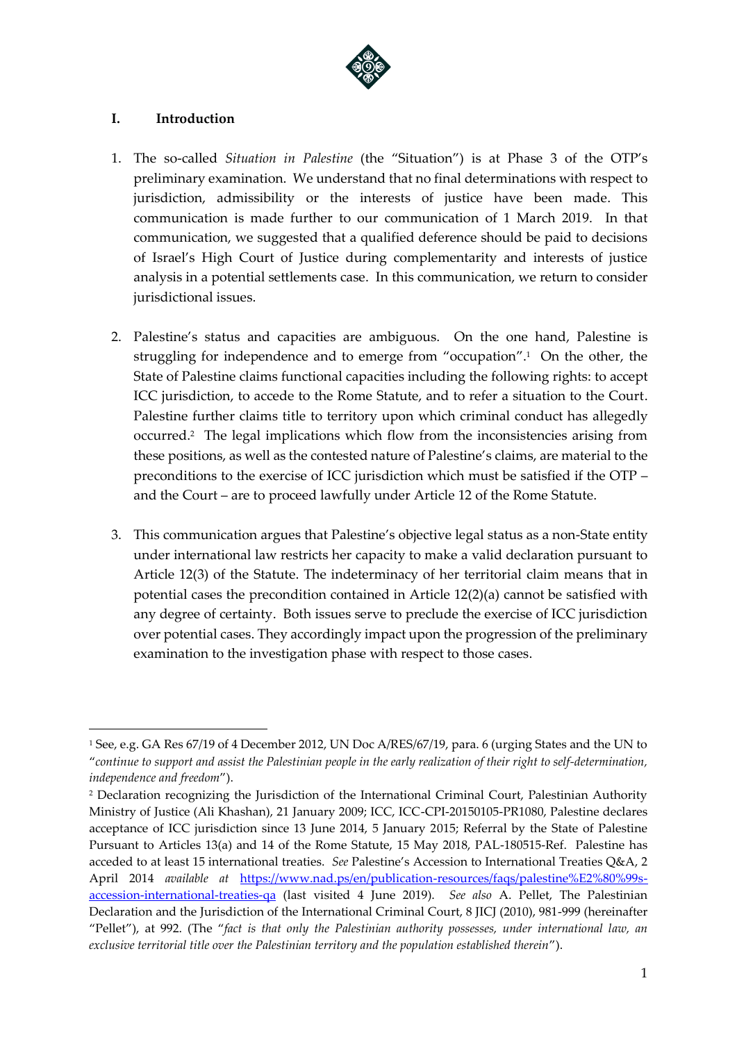## I. Introduction

1. The so-called *Situation in Palestine* (the "Situation") is at Phase 3 of the OTP's preliminary examination. We understand that no final determinations with respect to jurisdiction, admissibility or the interests of justice have been made. This communication is made further to our communication of 1 March 2019. In that communication, we suggested that a qualified deference should be paid to decisions of Israel's High Court of Justice during complementarity and interests of justice analysis in a potential settlements case. In this communication, we return to consider jurisdictional issues.

2. Palestine's status and capacities are ambiguous. On the one hand, Palestine is struggling for independence and to emerge from "occupation".[1] On the other, the State of Palestine claims functional capacities including the following rights: to accept ICC jurisdiction, to accede to the Rome Statute, and to refer a situation to the Court. Palestine further claims title to territory upon which criminal conduct has allegedly occurred.[2] The legal implications which flow from the inconsistencies arising from these positions, as well as the contested nature of Palestine's claims, are material to the preconditions to the exercise of ICC jurisdiction which must be satisfied if the OTP – and the Court – are to proceed lawfully under Article 12 of the Rome Statute.

3. This communication argues that Palestine's objective legal status as a non-State entity under international law restricts her capacity to make a valid declaration pursuant to Article 12(3) of the Statute. The indeterminacy of her territorial claim means that in potential cases the precondition contained in Article 12(2)(a) cannot be satisfied with any degree of certainty. Both issues serve to preclude the exercise of ICC jurisdiction over potential cases. They accordingly impact upon the progression of the preliminary examination to the investigation phase with respect to those cases.

---

[1] See, e.g. GA Res 67/19 of 4 December 2012, UN Doc A/RES/67/19, para. 6 (urging States and the UN to "*continue to support and assist the Palestinian people in the early realization of their right to self-determination, independence and freedom*").

[2] Declaration recognizing the Jurisdiction of the International Criminal Court, Palestinian Authority Ministry of Justice (Ali Khashan), 21 January 2009; ICC, ICC-CPI-20150105-PR1080, Palestine declares acceptance of ICC jurisdiction since 13 June 2014, 5 January 2015; Referral by the State of Palestine Pursuant to Articles 13(a) and 14 of the Rome Statute, 15 May 2018, PAL-180515-Ref. Palestine has acceded to at least 15 international treaties. *See* Palestine's Accession to International Treaties Q&A, 2 April 2014 *available at* https://www.nad.ps/en/publication-resources/faqs/palestine%E2%80%99s-accession-international-treaties-qa (last visited 4 June 2019). *See also* A. Pellet, The Palestinian Declaration and the Jurisdiction of the International Criminal Court, 8 JICJ (2010), 981-999 (hereinafter "Pellet"), at 992. (The "*fact is that only the Palestinian authority possesses, under international law, an exclusive territorial title over the Palestinian territory and the population established therein*").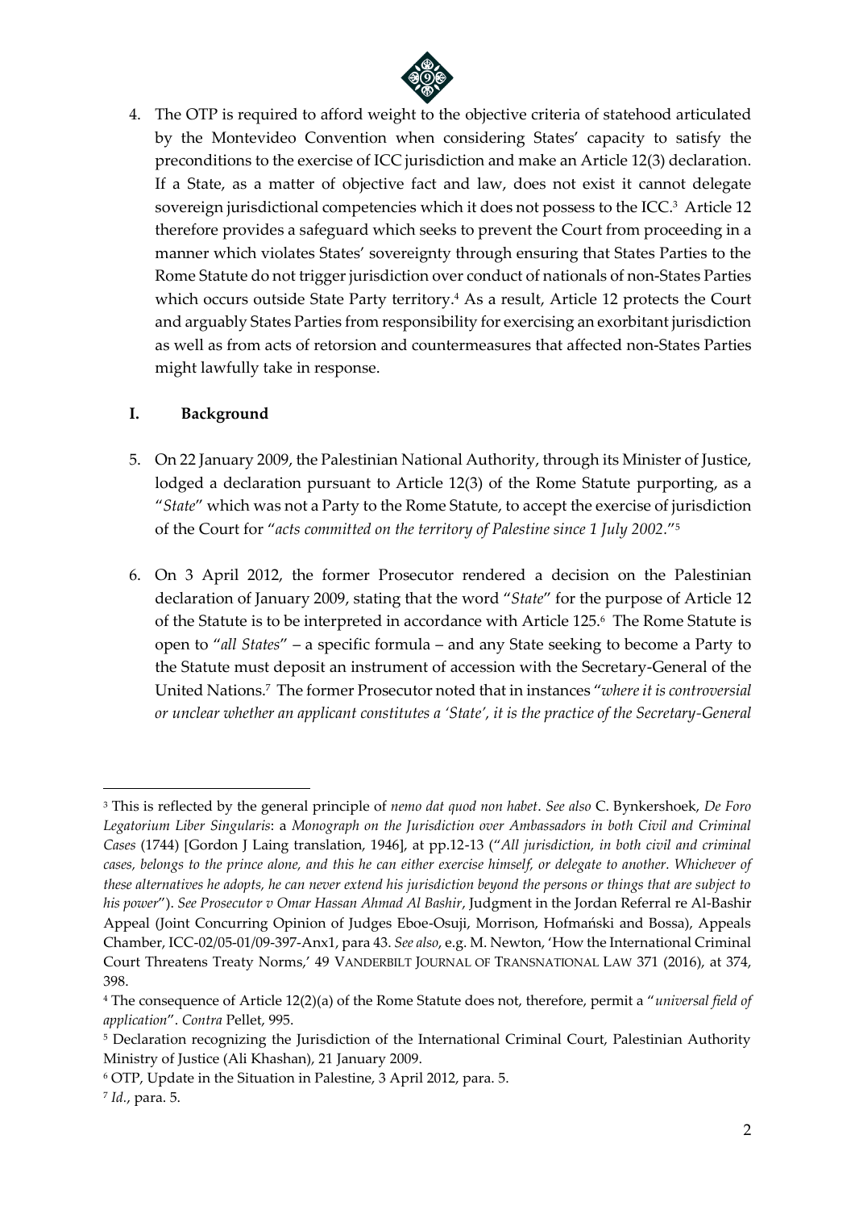4. The OTP is required to afford weight to the objective criteria of statehood articulated by the Montevideo Convention when considering States' capacity to satisfy the preconditions to the exercise of ICC jurisdiction and make an Article 12(3) declaration. If a State, as a matter of objective fact and law, does not exist it cannot delegate sovereign jurisdictional competencies which it does not possess to the ICC.[3] Article 12 therefore provides a safeguard which seeks to prevent the Court from proceeding in a manner which violates States' sovereignty through ensuring that States Parties to the Rome Statute do not trigger jurisdiction over conduct of nationals of non-States Parties which occurs outside State Party territory.[4] As a result, Article 12 protects the Court and arguably States Parties from responsibility for exercising an exorbitant jurisdiction as well as from acts of retorsion and countermeasures that affected non-States Parties might lawfully take in response.

## I. Background

5. On 22 January 2009, the Palestinian National Authority, through its Minister of Justice, lodged a declaration pursuant to Article 12(3) of the Rome Statute purporting, as a "*State*" which was not a Party to the Rome Statute, to accept the exercise of jurisdiction of the Court for "*acts committed on the territory of Palestine since 1 July 2002.*"[5]

6. On 3 April 2012, the former Prosecutor rendered a decision on the Palestinian declaration of January 2009, stating that the word "*State*" for the purpose of Article 12 of the Statute is to be interpreted in accordance with Article 125.[6] The Rome Statute is open to "*all States*" – a specific formula – and any State seeking to become a Party to the Statute must deposit an instrument of accession with the Secretary-General of the United Nations.[7] The former Prosecutor noted that in instances "*where it is controversial or unclear whether an applicant constitutes a 'State', it is the practice of the Secretary-General*

---

[3] This is reflected by the general principle of *nemo dat quod non habet*. *See also* C. Bynkershoek, *De Foro Legatorium Liber Singularis*: a *Monograph on the Jurisdiction over Ambassadors in both Civil and Criminal Cases* (1744) [Gordon J Laing translation, 1946], at pp.12-13 ("*All jurisdiction, in both civil and criminal cases, belongs to the prince alone, and this he can either exercise himself, or delegate to another. Whichever of these alternatives he adopts, he can never extend his jurisdiction beyond the persons or things that are subject to his power*"). *See Prosecutor v Omar Hassan Ahmad Al Bashir*, Judgment in the Jordan Referral re Al-Bashir Appeal (Joint Concurring Opinion of Judges Eboe-Osuji, Morrison, Hofmański and Bossa), Appeals Chamber, ICC-02/05-01/09-397-Anx1, para 43. *See also*, e.g. M. Newton, 'How the International Criminal Court Threatens Treaty Norms,' 49 VANDERBILT JOURNAL OF TRANSNATIONAL LAW 371 (2016), at 374, 398.

[4] The consequence of Article 12(2)(a) of the Rome Statute does not, therefore, permit a "*universal field of application*". *Contra* Pellet, 995.

[5] Declaration recognizing the Jurisdiction of the International Criminal Court, Palestinian Authority Ministry of Justice (Ali Khashan), 21 January 2009.

[6] OTP, Update in the Situation in Palestine, 3 April 2012, para. 5.

[7] *Id.*, para. 5.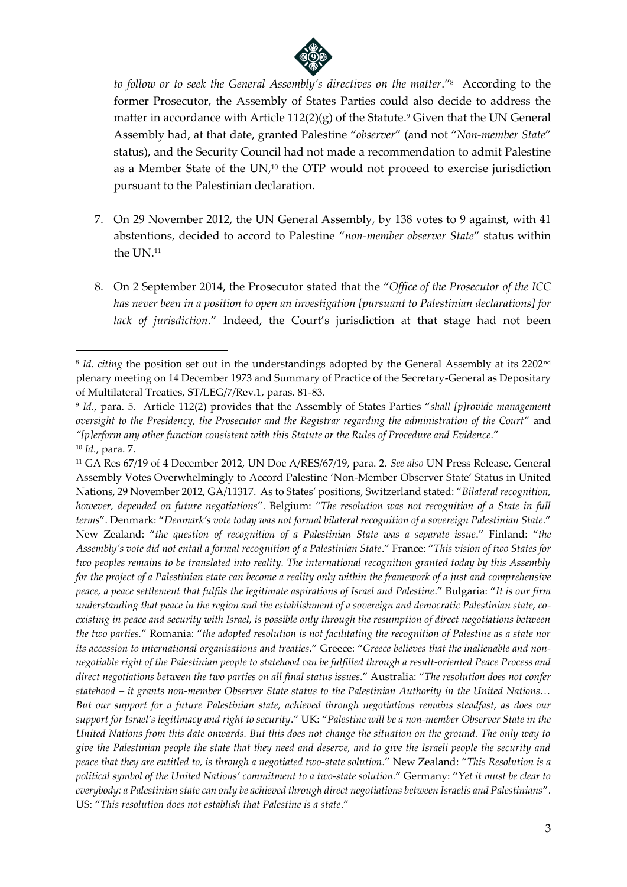*to follow or to seek the General Assembly's directives on the matter*."[8] According to the former Prosecutor, the Assembly of States Parties could also decide to address the matter in accordance with Article 112(2)(g) of the Statute.[9] Given that the UN General Assembly had, at that date, granted Palestine "*observer*" (and not "*Non-member State*" status), and the Security Council had not made a recommendation to admit Palestine as a Member State of the UN,[10] the OTP would not proceed to exercise jurisdiction pursuant to the Palestinian declaration.

7. On 29 November 2012, the UN General Assembly, by 138 votes to 9 against, with 41 abstentions, decided to accord to Palestine "*non-member observer State*" status within the UN.[11]

8. On 2 September 2014, the Prosecutor stated that the "*Office of the Prosecutor of the ICC has never been in a position to open an investigation [pursuant to Palestinian declarations] for lack of jurisdiction*." Indeed, the Court's jurisdiction at that stage had not been

---

[8] *Id. citing* the position set out in the understandings adopted by the General Assembly at its 2202nd plenary meeting on 14 December 1973 and Summary of Practice of the Secretary-General as Depositary of Multilateral Treaties, ST/LEG/7/Rev.1, paras. 81-83.

[9] *Id.*, para. 5. Article 112(2) provides that the Assembly of States Parties "*shall [p]rovide management oversight to the Presidency, the Prosecutor and the Registrar regarding the administration of the Court*" and *"[p]erform any other function consistent with this Statute or the Rules of Procedure and Evidence*."

[10] *Id.*, para. 7.

[11] GA Res 67/19 of 4 December 2012, UN Doc A/RES/67/19, para. 2. *See also* UN Press Release, General Assembly Votes Overwhelmingly to Accord Palestine 'Non-Member Observer State' Status in United Nations, 29 November 2012, GA/11317. As to States' positions, Switzerland stated: "*Bilateral recognition, however, depended on future negotiations*". Belgium: "*The resolution was not recognition of a State in full terms*". Denmark: "*Denmark's vote today was not formal bilateral recognition of a sovereign Palestinian State*." New Zealand: "*the question of recognition of a Palestinian State was a separate issue*." Finland: "*the Assembly's vote did not entail a formal recognition of a Palestinian State*." France: "*This vision of two States for two peoples remains to be translated into reality. The international recognition granted today by this Assembly for the project of a Palestinian state can become a reality only within the framework of a just and comprehensive peace, a peace settlement that fulfils the legitimate aspirations of Israel and Palestine*." Bulgaria: "*It is our firm understanding that peace in the region and the establishment of a sovereign and democratic Palestinian state, co-existing in peace and security with Israel, is possible only through the resumption of direct negotiations between the two parties.*" Romania: "*the adopted resolution is not facilitating the recognition of Palestine as a state nor its accession to international organisations and treaties*." Greece: "*Greece believes that the inalienable and non-negotiable right of the Palestinian people to statehood can be fulfilled through a result-oriented Peace Process and direct negotiations between the two parties on all final status issues*." Australia: "*The resolution does not confer statehood – it grants non-member Observer State status to the Palestinian Authority in the United Nations… But our support for a future Palestinian state, achieved through negotiations remains steadfast, as does our support for Israel's legitimacy and right to security*." UK: "*Palestine will be a non-member Observer State in the United Nations from this date onwards. But this does not change the situation on the ground. The only way to give the Palestinian people the state that they need and deserve, and to give the Israeli people the security and peace that they are entitled to, is through a negotiated two-state solution*." New Zealand: "*This Resolution is a political symbol of the United Nations' commitment to a two-state solution.*" Germany: "*Yet it must be clear to everybody: a Palestinian state can only be achieved through direct negotiations between Israelis and Palestinians*". US: "*This resolution does not establish that Palestine is a state*."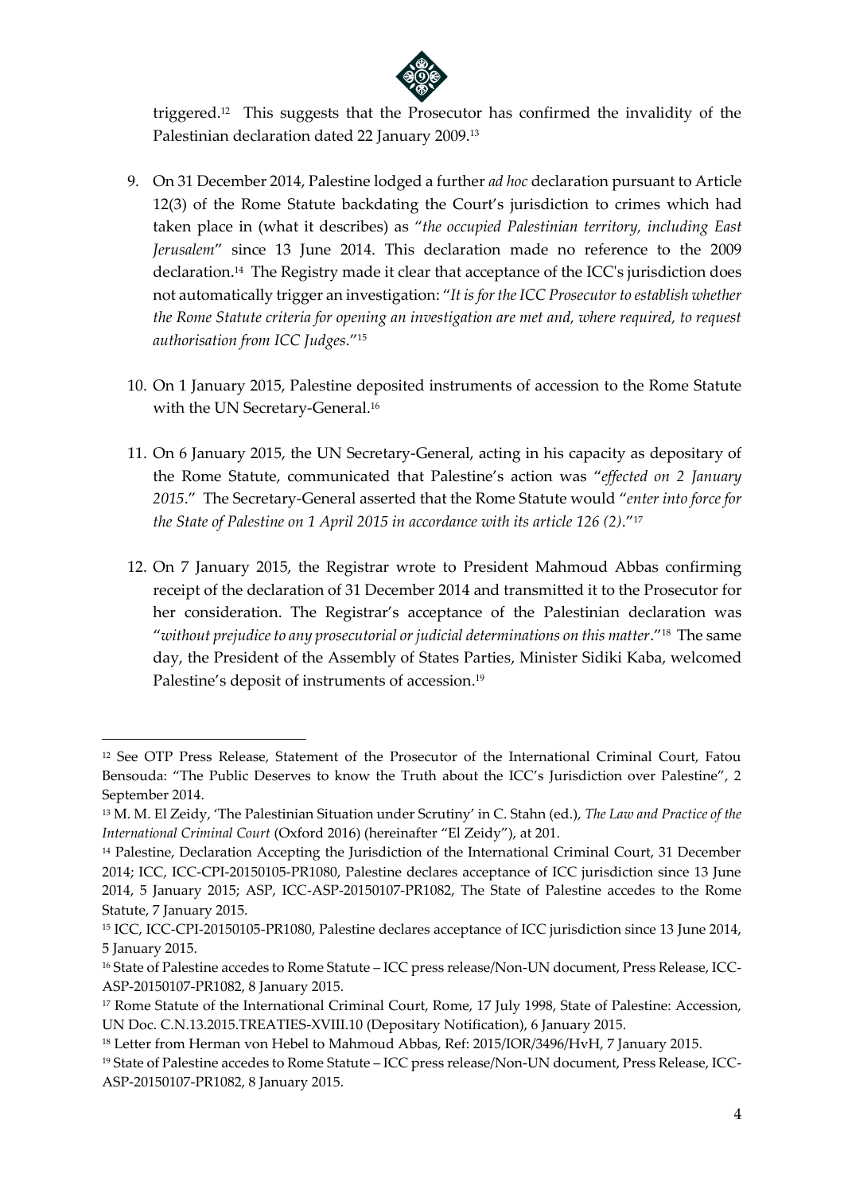triggered.[12] This suggests that the Prosecutor has confirmed the invalidity of the Palestinian declaration dated 22 January 2009.[13]

9. On 31 December 2014, Palestine lodged a further *ad hoc* declaration pursuant to Article 12(3) of the Rome Statute backdating the Court's jurisdiction to crimes which had taken place in (what it describes) as "*the occupied Palestinian territory, including East Jerusalem*" since 13 June 2014. This declaration made no reference to the 2009 declaration.[14] The Registry made it clear that acceptance of the ICC's jurisdiction does not automatically trigger an investigation: "*It is for the ICC Prosecutor to establish whether the Rome Statute criteria for opening an investigation are met and, where required, to request authorisation from ICC Judges*."[15]

10. On 1 January 2015, Palestine deposited instruments of accession to the Rome Statute with the UN Secretary-General.[16]

11. On 6 January 2015, the UN Secretary-General, acting in his capacity as depositary of the Rome Statute, communicated that Palestine's action was "*effected on 2 January 2015*." The Secretary-General asserted that the Rome Statute would "*enter into force for the State of Palestine on 1 April 2015 in accordance with its article 126 (2)*."[17]

12. On 7 January 2015, the Registrar wrote to President Mahmoud Abbas confirming receipt of the declaration of 31 December 2014 and transmitted it to the Prosecutor for her consideration. The Registrar's acceptance of the Palestinian declaration was "*without prejudice to any prosecutorial or judicial determinations on this matter*."[18] The same day, the President of the Assembly of States Parties, Minister Sidiki Kaba, welcomed Palestine's deposit of instruments of accession.[19]

---

[12] See OTP Press Release, Statement of the Prosecutor of the International Criminal Court, Fatou Bensouda: "The Public Deserves to know the Truth about the ICC's Jurisdiction over Palestine", 2 September 2014.

[13] M. M. El Zeidy, 'The Palestinian Situation under Scrutiny' in C. Stahn (ed.), *The Law and Practice of the International Criminal Court* (Oxford 2016) (hereinafter "El Zeidy"), at 201.

[14] Palestine, Declaration Accepting the Jurisdiction of the International Criminal Court, 31 December 2014; ICC, ICC-CPI-20150105-PR1080, Palestine declares acceptance of ICC jurisdiction since 13 June 2014, 5 January 2015; ASP, ICC-ASP-20150107-PR1082, The State of Palestine accedes to the Rome Statute, 7 January 2015.

[15] ICC, ICC-CPI-20150105-PR1080, Palestine declares acceptance of ICC jurisdiction since 13 June 2014, 5 January 2015.

[16] State of Palestine accedes to Rome Statute – ICC press release/Non-UN document, Press Release, ICC-ASP-20150107-PR1082, 8 January 2015.

[17] Rome Statute of the International Criminal Court, Rome, 17 July 1998, State of Palestine: Accession, UN Doc. C.N.13.2015.TREATIES-XVIII.10 (Depositary Notification), 6 January 2015.

[18] Letter from Herman von Hebel to Mahmoud Abbas, Ref: 2015/IOR/3496/HvH, 7 January 2015.

[19] State of Palestine accedes to Rome Statute – ICC press release/Non-UN document, Press Release, ICC-ASP-20150107-PR1082, 8 January 2015.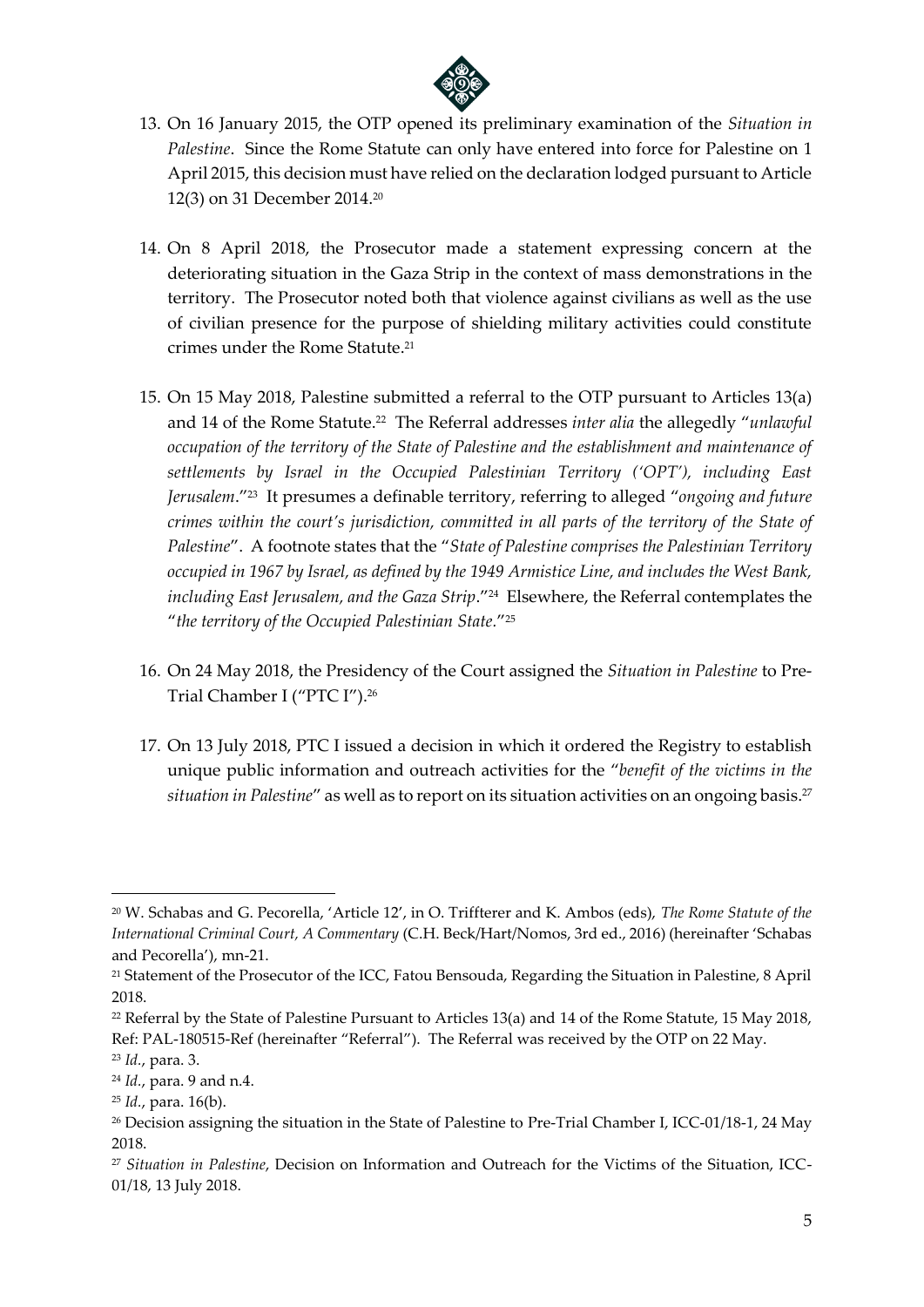13. On 16 January 2015, the OTP opened its preliminary examination of the *Situation in Palestine*. Since the Rome Statute can only have entered into force for Palestine on 1 April 2015, this decision must have relied on the declaration lodged pursuant to Article 12(3) on 31 December 2014.[20]

14. On 8 April 2018, the Prosecutor made a statement expressing concern at the deteriorating situation in the Gaza Strip in the context of mass demonstrations in the territory. The Prosecutor noted both that violence against civilians as well as the use of civilian presence for the purpose of shielding military activities could constitute crimes under the Rome Statute.[21]

15. On 15 May 2018, Palestine submitted a referral to the OTP pursuant to Articles 13(a) and 14 of the Rome Statute.[22] The Referral addresses *inter alia* the allegedly "*unlawful occupation of the territory of the State of Palestine and the establishment and maintenance of settlements by Israel in the Occupied Palestinian Territory ('OPT'), including East Jerusalem*."[23] It presumes a definable territory, referring to alleged "*ongoing and future crimes within the court's jurisdiction, committed in all parts of the territory of the State of Palestine*". A footnote states that the "*State of Palestine comprises the Palestinian Territory occupied in 1967 by Israel, as defined by the 1949 Armistice Line, and includes the West Bank, including East Jerusalem, and the Gaza Strip*."[24] Elsewhere, the Referral contemplates the "*the territory of the Occupied Palestinian State*."[25]

16. On 24 May 2018, the Presidency of the Court assigned the *Situation in Palestine* to Pre-Trial Chamber I ("PTC I").[26]

17. On 13 July 2018, PTC I issued a decision in which it ordered the Registry to establish unique public information and outreach activities for the "*benefit of the victims in the situation in Palestine*" as well as to report on its situation activities on an ongoing basis.[27]

---

[20] W. Schabas and G. Pecorella, 'Article 12', in O. Triffterer and K. Ambos (eds), *The Rome Statute of the International Criminal Court, A Commentary* (C.H. Beck/Hart/Nomos, 3rd ed., 2016) (hereinafter 'Schabas and Pecorella'), mn-21.

[21] Statement of the Prosecutor of the ICC, Fatou Bensouda, Regarding the Situation in Palestine, 8 April 2018.

[22] Referral by the State of Palestine Pursuant to Articles 13(a) and 14 of the Rome Statute, 15 May 2018, Ref: PAL-180515-Ref (hereinafter "Referral"). The Referral was received by the OTP on 22 May.

[23] *Id.*, para. 3.

[24] *Id.*, para. 9 and n.4.

[25] *Id.*, para. 16(b).

[26] Decision assigning the situation in the State of Palestine to Pre-Trial Chamber I, ICC-01/18-1, 24 May 2018.

[27] *Situation in Palestine*, Decision on Information and Outreach for the Victims of the Situation, ICC-01/18, 13 July 2018.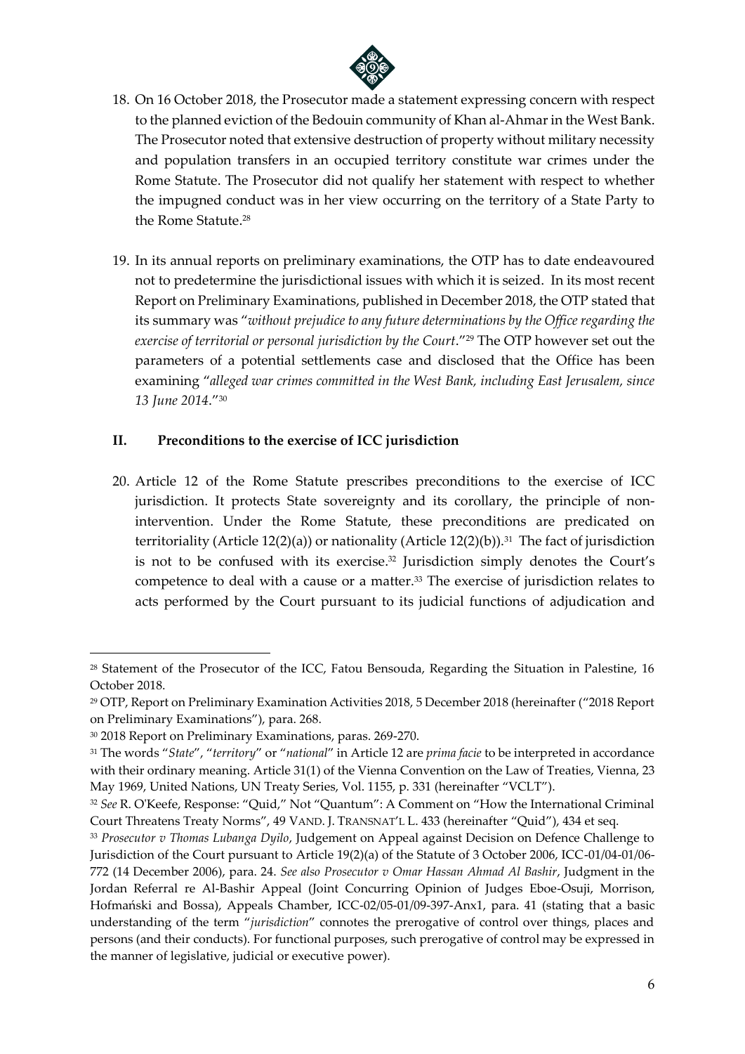18. On 16 October 2018, the Prosecutor made a statement expressing concern with respect to the planned eviction of the Bedouin community of Khan al-Ahmar in the West Bank. The Prosecutor noted that extensive destruction of property without military necessity and population transfers in an occupied territory constitute war crimes under the Rome Statute. The Prosecutor did not qualify her statement with respect to whether the impugned conduct was in her view occurring on the territory of a State Party to the Rome Statute.[28]

19. In its annual reports on preliminary examinations, the OTP has to date endeavoured not to predetermine the jurisdictional issues with which it is seized. In its most recent Report on Preliminary Examinations, published in December 2018, the OTP stated that its summary was "*without prejudice to any future determinations by the Office regarding the exercise of territorial or personal jurisdiction by the Court*."[29] The OTP however set out the parameters of a potential settlements case and disclosed that the Office has been examining "*alleged war crimes committed in the West Bank, including East Jerusalem, since 13 June 2014*."[30]

## II. Preconditions to the exercise of ICC jurisdiction

20. Article 12 of the Rome Statute prescribes preconditions to the exercise of ICC jurisdiction. It protects State sovereignty and its corollary, the principle of non-intervention. Under the Rome Statute, these preconditions are predicated on territoriality (Article 12(2)(a)) or nationality (Article 12(2)(b)).[31] The fact of jurisdiction is not to be confused with its exercise.[32] Jurisdiction simply denotes the Court's competence to deal with a cause or a matter.[33] The exercise of jurisdiction relates to acts performed by the Court pursuant to its judicial functions of adjudication and

---

[28] Statement of the Prosecutor of the ICC, Fatou Bensouda, Regarding the Situation in Palestine, 16 October 2018.

[29] OTP, Report on Preliminary Examination Activities 2018, 5 December 2018 (hereinafter ("2018 Report on Preliminary Examinations"), para. 268.

[30] 2018 Report on Preliminary Examinations, paras. 269-270.

[31] The words "*State*", "*territory*" or "*national*" in Article 12 are *prima facie* to be interpreted in accordance with their ordinary meaning. Article 31(1) of the Vienna Convention on the Law of Treaties, Vienna, 23 May 1969, United Nations, UN Treaty Series, Vol. 1155, p. 331 (hereinafter "VCLT").

[32] *See* R. O'Keefe, Response: "Quid," Not "Quantum": A Comment on "How the International Criminal Court Threatens Treaty Norms", 49 VAND. J. TRANSNAT'L L. 433 (hereinafter "Quid"), 434 et seq.

[33] *Prosecutor v Thomas Lubanga Dyilo*, Judgement on Appeal against Decision on Defence Challenge to Jurisdiction of the Court pursuant to Article 19(2)(a) of the Statute of 3 October 2006, ICC-01/04-01/06-772 (14 December 2006), para. 24. *See also Prosecutor v Omar Hassan Ahmad Al Bashir*, Judgment in the Jordan Referral re Al-Bashir Appeal (Joint Concurring Opinion of Judges Eboe-Osuji, Morrison, Hofmański and Bossa), Appeals Chamber, ICC-02/05-01/09-397-Anx1, para. 41 (stating that a basic understanding of the term "*jurisdiction*" connotes the prerogative of control over things, places and persons (and their conducts). For functional purposes, such prerogative of control may be expressed in the manner of legislative, judicial or executive power).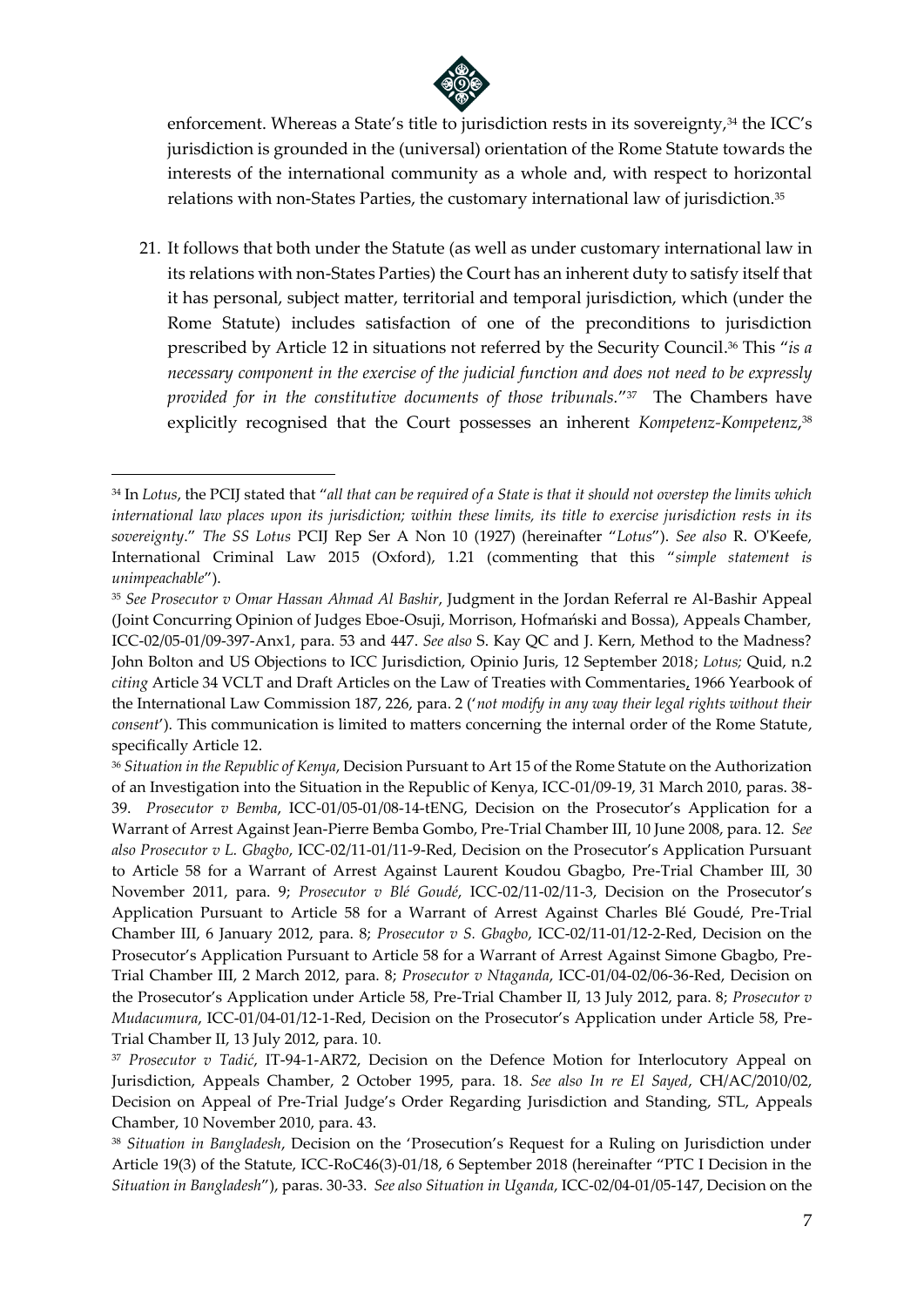enforcement. Whereas a State's title to jurisdiction rests in its sovereignty,[34] the ICC's jurisdiction is grounded in the (universal) orientation of the Rome Statute towards the interests of the international community as a whole and, with respect to horizontal relations with non-States Parties, the customary international law of jurisdiction.[35]

21. It follows that both under the Statute (as well as under customary international law in its relations with non-States Parties) the Court has an inherent duty to satisfy itself that it has personal, subject matter, territorial and temporal jurisdiction, which (under the Rome Statute) includes satisfaction of one of the preconditions to jurisdiction prescribed by Article 12 in situations not referred by the Security Council.[36] This "*is a necessary component in the exercise of the judicial function and does not need to be expressly provided for in the constitutive documents of those tribunals.*"[37] The Chambers have explicitly recognised that the Court possesses an inherent *Kompetenz-Kompetenz*,[38]

---

[34] In *Lotus*, the PCIJ stated that "*all that can be required of a State is that it should not overstep the limits which international law places upon its jurisdiction; within these limits, its title to exercise jurisdiction rests in its sovereignty*." *The SS Lotus* PCIJ Rep Ser A Non 10 (1927) (hereinafter "*Lotus*"). *See also* R. O'Keefe, International Criminal Law 2015 (Oxford), 1.21 (commenting that this "*simple statement is unimpeachable*").

[35] *See Prosecutor v Omar Hassan Ahmad Al Bashir*, Judgment in the Jordan Referral re Al-Bashir Appeal (Joint Concurring Opinion of Judges Eboe-Osuji, Morrison, Hofmański and Bossa), Appeals Chamber, ICC-02/05-01/09-397-Anx1, para. 53 and 447. *See also* S. Kay QC and J. Kern, Method to the Madness? John Bolton and US Objections to ICC Jurisdiction, Opinio Juris, 12 September 2018; *Lotus;* Quid, n.2 *citing* Article 34 VCLT and Draft Articles on the Law of Treaties with Commentaries, 1966 Yearbook of the International Law Commission 187, 226, para. 2 ('*not modify in any way their legal rights without their consent*'). This communication is limited to matters concerning the internal order of the Rome Statute, specifically Article 12.

[36] *Situation in the Republic of Kenya*, Decision Pursuant to Art 15 of the Rome Statute on the Authorization of an Investigation into the Situation in the Republic of Kenya, ICC-01/09-19, 31 March 2010, paras. 38-39. *Prosecutor v Bemba*, ICC-01/05-01/08-14-tENG, Decision on the Prosecutor's Application for a Warrant of Arrest Against Jean-Pierre Bemba Gombo, Pre-Trial Chamber III, 10 June 2008, para. 12. *See also Prosecutor v L. Gbagbo*, ICC-02/11-01/11-9-Red, Decision on the Prosecutor's Application Pursuant to Article 58 for a Warrant of Arrest Against Laurent Koudou Gbagbo, Pre-Trial Chamber III, 30 November 2011, para. 9; *Prosecutor v Blé Goudé*, ICC-02/11-02/11-3, Decision on the Prosecutor's Application Pursuant to Article 58 for a Warrant of Arrest Against Charles Blé Goudé, Pre-Trial Chamber III, 6 January 2012, para. 8; *Prosecutor v S. Gbagbo*, ICC-02/11-01/12-2-Red, Decision on the Prosecutor's Application Pursuant to Article 58 for a Warrant of Arrest Against Simone Gbagbo, Pre-Trial Chamber III, 2 March 2012, para. 8; *Prosecutor v Ntaganda*, ICC-01/04-02/06-36-Red, Decision on the Prosecutor's Application under Article 58, Pre-Trial Chamber II, 13 July 2012, para. 8; *Prosecutor v Mudacumura*, ICC-01/04-01/12-1-Red, Decision on the Prosecutor's Application under Article 58, Pre-Trial Chamber II, 13 July 2012, para. 10.

[37] *Prosecutor v Tadić*, IT-94-1-AR72, Decision on the Defence Motion for Interlocutory Appeal on Jurisdiction, Appeals Chamber, 2 October 1995, para. 18. *See also In re El Sayed*, CH/AC/2010/02, Decision on Appeal of Pre-Trial Judge's Order Regarding Jurisdiction and Standing, STL, Appeals Chamber, 10 November 2010, para. 43.

[38] *Situation in Bangladesh*, Decision on the 'Prosecution's Request for a Ruling on Jurisdiction under Article 19(3) of the Statute, ICC-RoC46(3)-01/18, 6 September 2018 (hereinafter "PTC I Decision in the *Situation in Bangladesh*"), paras. 30-33. *See also Situation in Uganda*, ICC-02/04-01/05-147, Decision on the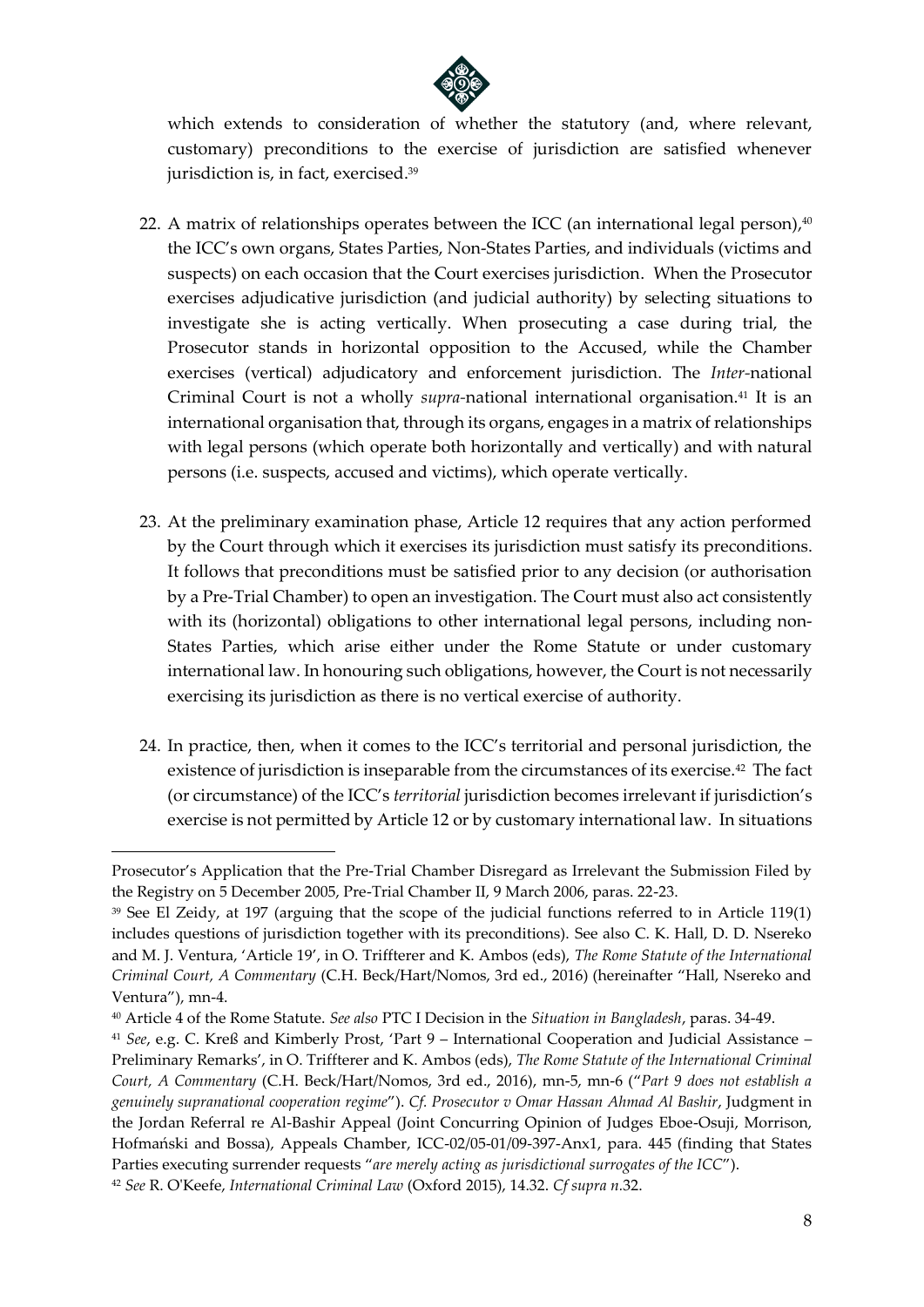which extends to consideration of whether the statutory (and, where relevant, customary) preconditions to the exercise of jurisdiction are satisfied whenever jurisdiction is, in fact, exercised.[39]

22. A matrix of relationships operates between the ICC (an international legal person),[40] the ICC's own organs, States Parties, Non-States Parties, and individuals (victims and suspects) on each occasion that the Court exercises jurisdiction. When the Prosecutor exercises adjudicative jurisdiction (and judicial authority) by selecting situations to investigate she is acting vertically. When prosecuting a case during trial, the Prosecutor stands in horizontal opposition to the Accused, while the Chamber exercises (vertical) adjudicatory and enforcement jurisdiction. The *Inter*-national Criminal Court is not a wholly *supra*-national international organisation.[41] It is an international organisation that, through its organs, engages in a matrix of relationships with legal persons (which operate both horizontally and vertically) and with natural persons (i.e. suspects, accused and victims), which operate vertically.

23. At the preliminary examination phase, Article 12 requires that any action performed by the Court through which it exercises its jurisdiction must satisfy its preconditions. It follows that preconditions must be satisfied prior to any decision (or authorisation by a Pre-Trial Chamber) to open an investigation. The Court must also act consistently with its (horizontal) obligations to other international legal persons, including non-States Parties, which arise either under the Rome Statute or under customary international law. In honouring such obligations, however, the Court is not necessarily exercising its jurisdiction as there is no vertical exercise of authority.

24. In practice, then, when it comes to the ICC's territorial and personal jurisdiction, the existence of jurisdiction is inseparable from the circumstances of its exercise.[42] The fact (or circumstance) of the ICC's *territorial* jurisdiction becomes irrelevant if jurisdiction's exercise is not permitted by Article 12 or by customary international law. In situations

---

Prosecutor's Application that the Pre-Trial Chamber Disregard as Irrelevant the Submission Filed by the Registry on 5 December 2005, Pre-Trial Chamber II, 9 March 2006, paras. 22-23.

[39] See El Zeidy, at 197 (arguing that the scope of the judicial functions referred to in Article 119(1) includes questions of jurisdiction together with its preconditions). See also C. K. Hall, D. D. Nsereko and M. J. Ventura, 'Article 19', in O. Triffterer and K. Ambos (eds), *The Rome Statute of the International Criminal Court, A Commentary* (C.H. Beck/Hart/Nomos, 3rd ed., 2016) (hereinafter "Hall, Nsereko and Ventura"), mn-4.

[40] Article 4 of the Rome Statute. *See also* PTC I Decision in the *Situation in Bangladesh*, paras. 34-49.

[41] *See*, e.g. C. Kreß and Kimberly Prost, 'Part 9 – International Cooperation and Judicial Assistance – Preliminary Remarks', in O. Triffterer and K. Ambos (eds), *The Rome Statute of the International Criminal Court, A Commentary* (C.H. Beck/Hart/Nomos, 3rd ed., 2016), mn-5, mn-6 ("*Part 9 does not establish a genuinely supranational cooperation regime*"). *Cf. Prosecutor v Omar Hassan Ahmad Al Bashir*, Judgment in the Jordan Referral re Al-Bashir Appeal (Joint Concurring Opinion of Judges Eboe-Osuji, Morrison, Hofmański and Bossa), Appeals Chamber, ICC-02/05-01/09-397-Anx1, para. 445 (finding that States Parties executing surrender requests "*are merely acting as jurisdictional surrogates of the ICC*").

[42] *See* R. O'Keefe, *International Criminal Law* (Oxford 2015), 14.32. *Cf supra n.*32.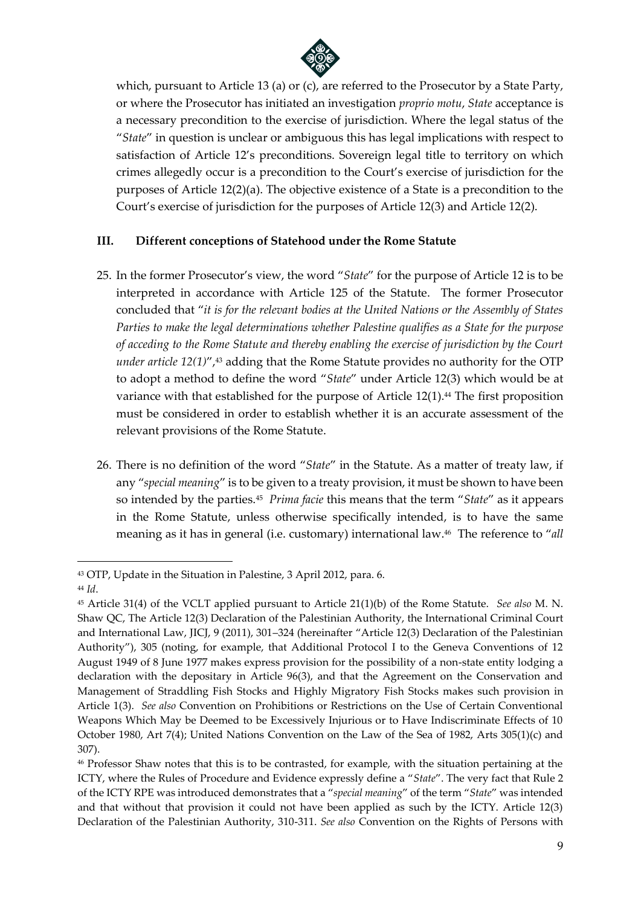which, pursuant to Article 13 (a) or (c), are referred to the Prosecutor by a State Party, or where the Prosecutor has initiated an investigation *proprio motu*, *State* acceptance is a necessary precondition to the exercise of jurisdiction. Where the legal status of the "*State*" in question is unclear or ambiguous this has legal implications with respect to satisfaction of Article 12's preconditions. Sovereign legal title to territory on which crimes allegedly occur is a precondition to the Court's exercise of jurisdiction for the purposes of Article 12(2)(a). The objective existence of a State is a precondition to the Court's exercise of jurisdiction for the purposes of Article 12(3) and Article 12(2).

### III. Different conceptions of Statehood under the Rome Statute

25. In the former Prosecutor's view, the word "*State*" for the purpose of Article 12 is to be interpreted in accordance with Article 125 of the Statute. The former Prosecutor concluded that "*it is for the relevant bodies at the United Nations or the Assembly of States Parties to make the legal determinations whether Palestine qualifies as a State for the purpose of acceding to the Rome Statute and thereby enabling the exercise of jurisdiction by the Court under article 12(1)*",[43] adding that the Rome Statute provides no authority for the OTP to adopt a method to define the word "*State*" under Article 12(3) which would be at variance with that established for the purpose of Article 12(1).[44] The first proposition must be considered in order to establish whether it is an accurate assessment of the relevant provisions of the Rome Statute.

26. There is no definition of the word "*State*" in the Statute. As a matter of treaty law, if any "*special meaning*" is to be given to a treaty provision, it must be shown to have been so intended by the parties.[45] *Prima facie* this means that the term "*State*" as it appears in the Rome Statute, unless otherwise specifically intended, is to have the same meaning as it has in general (i.e. customary) international law.[46] The reference to "*all*

---

[43] OTP, Update in the Situation in Palestine, 3 April 2012, para. 6.

[44] *Id*.

[45] Article 31(4) of the VCLT applied pursuant to Article 21(1)(b) of the Rome Statute. *See also* M. N. Shaw QC, The Article 12(3) Declaration of the Palestinian Authority, the International Criminal Court and International Law, JICJ, 9 (2011), 301–324 (hereinafter "Article 12(3) Declaration of the Palestinian Authority"), 305 (noting, for example, that Additional Protocol I to the Geneva Conventions of 12 August 1949 of 8 June 1977 makes express provision for the possibility of a non-state entity lodging a declaration with the depositary in Article 96(3), and that the Agreement on the Conservation and Management of Straddling Fish Stocks and Highly Migratory Fish Stocks makes such provision in Article 1(3). *See also* Convention on Prohibitions or Restrictions on the Use of Certain Conventional Weapons Which May be Deemed to be Excessively Injurious or to Have Indiscriminate Effects of 10 October 1980, Art 7(4); United Nations Convention on the Law of the Sea of 1982, Arts 305(1)(c) and 307).

[46] Professor Shaw notes that this is to be contrasted, for example, with the situation pertaining at the ICTY, where the Rules of Procedure and Evidence expressly define a "*State*". The very fact that Rule 2 of the ICTY RPE was introduced demonstrates that a "*special meaning*" of the term "*State*" was intended and that without that provision it could not have been applied as such by the ICTY. Article 12(3) Declaration of the Palestinian Authority, 310-311. *See also* Convention on the Rights of Persons with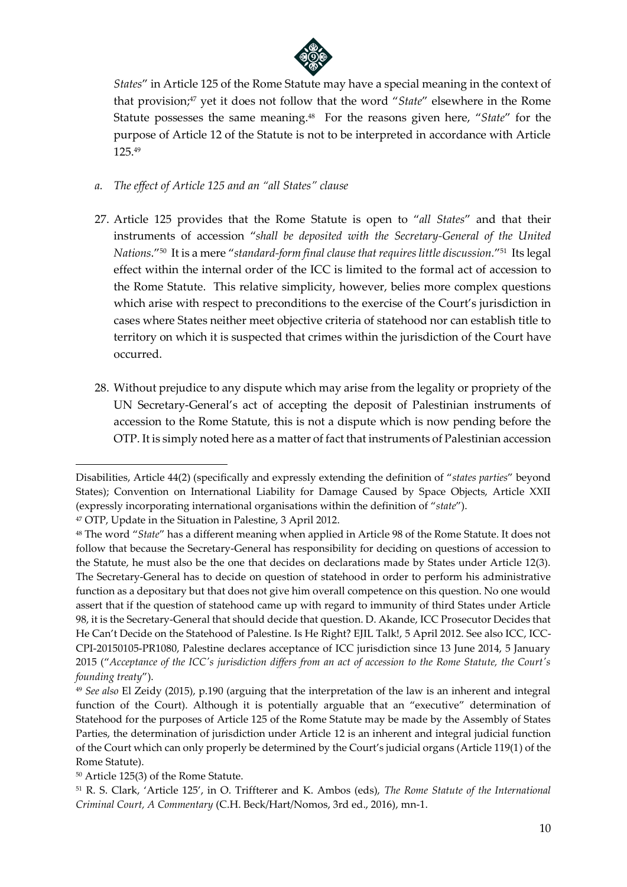*States*" in Article 125 of the Rome Statute may have a special meaning in the context of that provision;[47] yet it does not follow that the word "*State*" elsewhere in the Rome Statute possesses the same meaning.[48] For the reasons given here, "*State*" for the purpose of Article 12 of the Statute is not to be interpreted in accordance with Article 125.[49]

*a. The effect of Article 125 and an "all States" clause*

27. Article 125 provides that the Rome Statute is open to "*all States*" and that their instruments of accession "*shall be deposited with the Secretary-General of the United Nations*."[50] It is a mere "*standard-form final clause that requires little discussion*."[51] Its legal effect within the internal order of the ICC is limited to the formal act of accession to the Rome Statute. This relative simplicity, however, belies more complex questions which arise with respect to preconditions to the exercise of the Court's jurisdiction in cases where States neither meet objective criteria of statehood nor can establish title to territory on which it is suspected that crimes within the jurisdiction of the Court have occurred.

28. Without prejudice to any dispute which may arise from the legality or propriety of the UN Secretary-General's act of accepting the deposit of Palestinian instruments of accession to the Rome Statute, this is not a dispute which is now pending before the OTP. It is simply noted here as a matter of fact that instruments of Palestinian accession

---

Disabilities, Article 44(2) (specifically and expressly extending the definition of "*states parties*" beyond States); Convention on International Liability for Damage Caused by Space Objects, Article XXII (expressly incorporating international organisations within the definition of "*state*").

[47] OTP, Update in the Situation in Palestine, 3 April 2012.

[48] The word "*State*" has a different meaning when applied in Article 98 of the Rome Statute. It does not follow that because the Secretary-General has responsibility for deciding on questions of accession to the Statute, he must also be the one that decides on declarations made by States under Article 12(3). The Secretary-General has to decide on question of statehood in order to perform his administrative function as a depositary but that does not give him overall competence on this question. No one would assert that if the question of statehood came up with regard to immunity of third States under Article 98, it is the Secretary-General that should decide that question. D. Akande, ICC Prosecutor Decides that He Can't Decide on the Statehood of Palestine. Is He Right? EJIL Talk!, 5 April 2012. See also ICC, ICC-CPI-20150105-PR1080, Palestine declares acceptance of ICC jurisdiction since 13 June 2014, 5 January 2015 ("*Acceptance of the ICC's jurisdiction differs from an act of accession to the Rome Statute, the Court's founding treaty*").

[49] *See also* El Zeidy (2015), p.190 (arguing that the interpretation of the law is an inherent and integral function of the Court). Although it is potentially arguable that an "executive" determination of Statehood for the purposes of Article 125 of the Rome Statute may be made by the Assembly of States Parties, the determination of jurisdiction under Article 12 is an inherent and integral judicial function of the Court which can only properly be determined by the Court's judicial organs (Article 119(1) of the Rome Statute).

[50] Article 125(3) of the Rome Statute.

[51] R. S. Clark, 'Article 125', in O. Triffterer and K. Ambos (eds), *The Rome Statute of the International Criminal Court, A Commentary* (C.H. Beck/Hart/Nomos, 3rd ed., 2016), mn-1.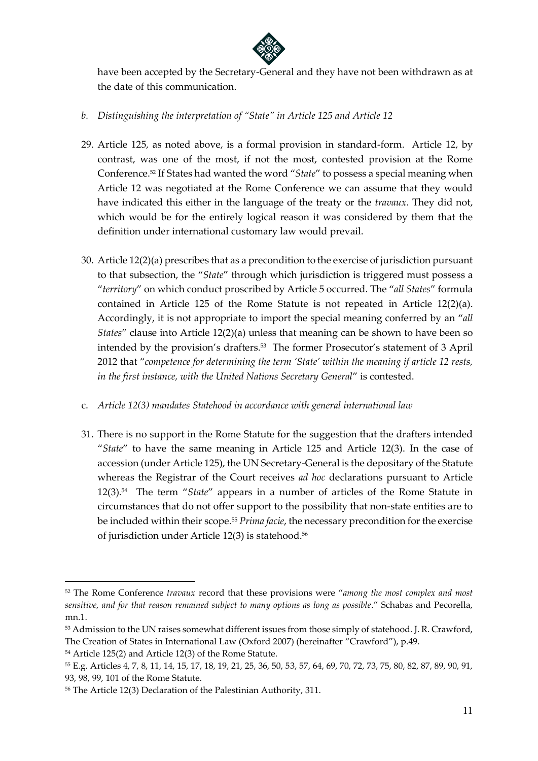have been accepted by the Secretary-General and they have not been withdrawn as at the date of this communication.

*b. Distinguishing the interpretation of "State" in Article 125 and Article 12*

29. Article 125, as noted above, is a formal provision in standard-form. Article 12, by contrast, was one of the most, if not the most, contested provision at the Rome Conference.[52] If States had wanted the word "*State*" to possess a special meaning when Article 12 was negotiated at the Rome Conference we can assume that they would have indicated this either in the language of the treaty or the *travaux*. They did not, which would be for the entirely logical reason it was considered by them that the definition under international customary law would prevail.

30. Article 12(2)(a) prescribes that as a precondition to the exercise of jurisdiction pursuant to that subsection, the "*State*" through which jurisdiction is triggered must possess a "*territory*" on which conduct proscribed by Article 5 occurred. The "*all States*" formula contained in Article 125 of the Rome Statute is not repeated in Article 12(2)(a). Accordingly, it is not appropriate to import the special meaning conferred by an "*all States*" clause into Article 12(2)(a) unless that meaning can be shown to have been so intended by the provision's drafters.[53] The former Prosecutor's statement of 3 April 2012 that "*competence for determining the term 'State' within the meaning if article 12 rests, in the first instance, with the United Nations Secretary General*" is contested.

c. *Article 12(3) mandates Statehood in accordance with general international law*

31. There is no support in the Rome Statute for the suggestion that the drafters intended "*State*" to have the same meaning in Article 125 and Article 12(3). In the case of accession (under Article 125), the UN Secretary-General is the depositary of the Statute whereas the Registrar of the Court receives *ad hoc* declarations pursuant to Article 12(3).[54] The term "*State*" appears in a number of articles of the Rome Statute in circumstances that do not offer support to the possibility that non-state entities are to be included within their scope.[55] *Prima facie*, the necessary precondition for the exercise of jurisdiction under Article 12(3) is statehood.[56]

---

[52] The Rome Conference *travaux* record that these provisions were "*among the most complex and most sensitive, and for that reason remained subject to many options as long as possible*." Schabas and Pecorella, mn.1.

[53] Admission to the UN raises somewhat different issues from those simply of statehood. J. R. Crawford, The Creation of States in International Law (Oxford 2007) (hereinafter "Crawford"), p.49.

[54] Article 125(2) and Article 12(3) of the Rome Statute.

[55] E.g. Articles 4, 7, 8, 11, 14, 15, 17, 18, 19, 21, 25, 36, 50, 53, 57, 64, 69, 70, 72, 73, 75, 80, 82, 87, 89, 90, 91, 93, 98, 99, 101 of the Rome Statute.

[56] The Article 12(3) Declaration of the Palestinian Authority, 311.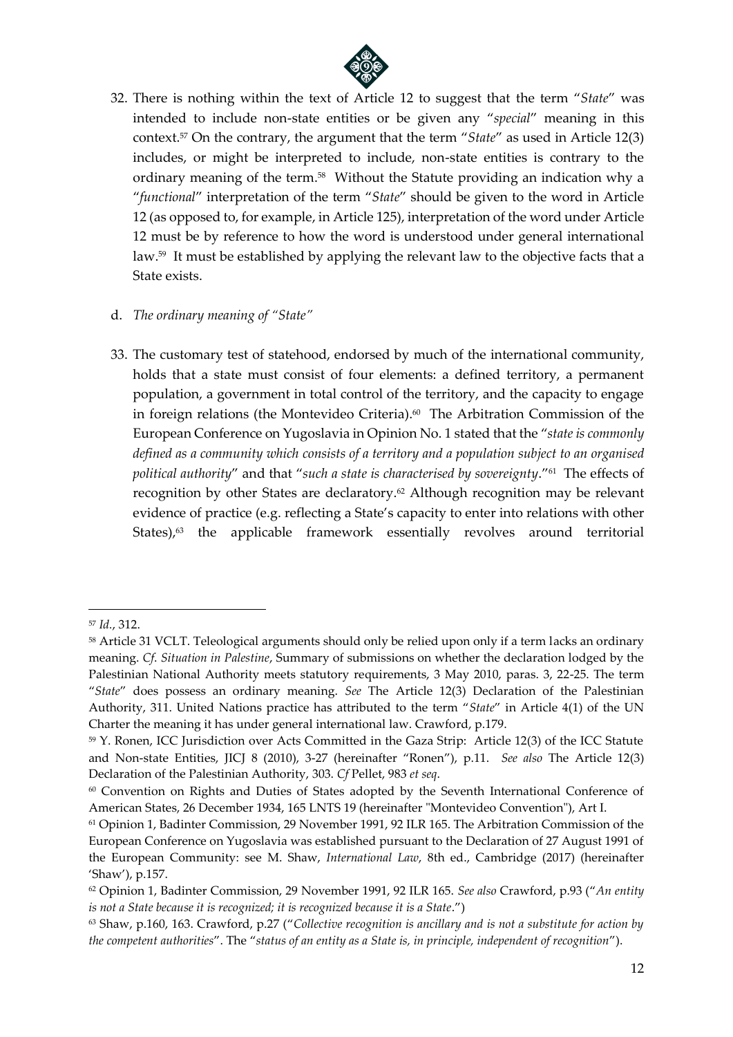32. There is nothing within the text of Article 12 to suggest that the term "*State*" was intended to include non-state entities or be given any "*special*" meaning in this context.[57] On the contrary, the argument that the term "*State*" as used in Article 12(3) includes, or might be interpreted to include, non-state entities is contrary to the ordinary meaning of the term.[58] Without the Statute providing an indication why a "*functional*" interpretation of the term "*State*" should be given to the word in Article 12 (as opposed to, for example, in Article 125), interpretation of the word under Article 12 must be by reference to how the word is understood under general international law.[59] It must be established by applying the relevant law to the objective facts that a State exists.

d. *The ordinary meaning of "State"*

33. The customary test of statehood, endorsed by much of the international community, holds that a state must consist of four elements: a defined territory, a permanent population, a government in total control of the territory, and the capacity to engage in foreign relations (the Montevideo Criteria).[60] The Arbitration Commission of the European Conference on Yugoslavia in Opinion No. 1 stated that the "*state is commonly defined as a community which consists of a territory and a population subject to an organised political authority*" and that "*such a state is characterised by sovereignty*."[61] The effects of recognition by other States are declaratory.[62] Although recognition may be relevant evidence of practice (e.g. reflecting a State's capacity to enter into relations with other States),[63] the applicable framework essentially revolves around territorial

---

[57] *Id.*, 312.

[58] Article 31 VCLT. Teleological arguments should only be relied upon only if a term lacks an ordinary meaning. *Cf. Situation in Palestine*, Summary of submissions on whether the declaration lodged by the Palestinian National Authority meets statutory requirements, 3 May 2010, paras. 3, 22-25. The term "*State*" does possess an ordinary meaning. *See* The Article 12(3) Declaration of the Palestinian Authority, 311. United Nations practice has attributed to the term "*State*" in Article 4(1) of the UN Charter the meaning it has under general international law. Crawford, p.179.

[59] Y. Ronen, ICC Jurisdiction over Acts Committed in the Gaza Strip: Article 12(3) of the ICC Statute and Non-state Entities, JICJ 8 (2010), 3-27 (hereinafter "Ronen"), p.11. *See also* The Article 12(3) Declaration of the Palestinian Authority, 303. *Cf* Pellet, 983 *et seq*.

[60] Convention on Rights and Duties of States adopted by the Seventh International Conference of American States, 26 December 1934, 165 LNTS 19 (hereinafter "Montevideo Convention"), Art I.

[61] Opinion 1, Badinter Commission, 29 November 1991, 92 ILR 165. The Arbitration Commission of the European Conference on Yugoslavia was established pursuant to the Declaration of 27 August 1991 of the European Community: see M. Shaw, *International Law*, 8th ed., Cambridge (2017) (hereinafter 'Shaw'), p.157.

[62] Opinion 1, Badinter Commission, 29 November 1991, 92 ILR 165. *See also* Crawford, p.93 ("*An entity is not a State because it is recognized; it is recognized because it is a State*.")

[63] Shaw, p.160, 163. Crawford, p.27 ("*Collective recognition is ancillary and is not a substitute for action by the competent authorities*". The "*status of an entity as a State is, in principle, independent of recognition*").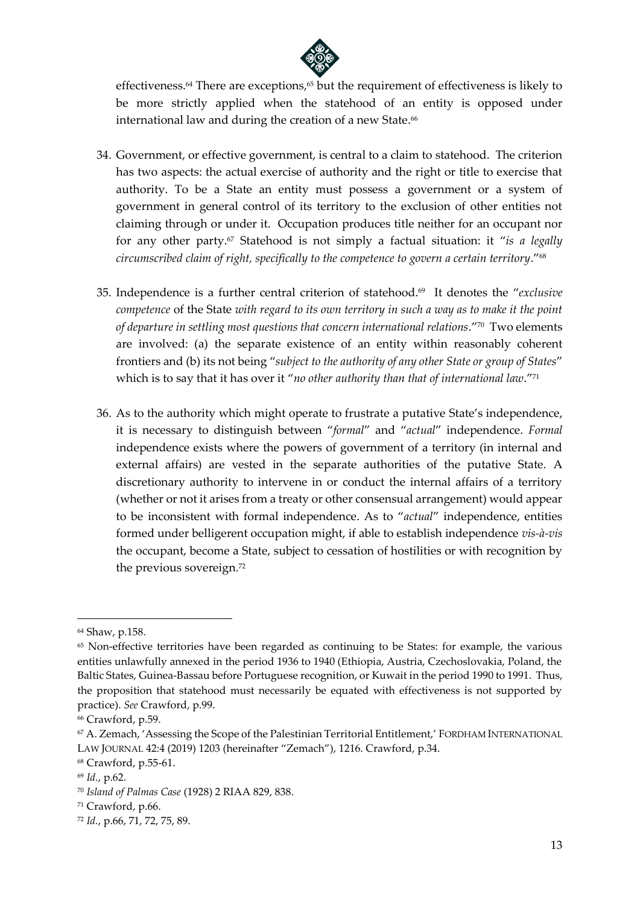effectiveness.[64] There are exceptions,[65] but the requirement of effectiveness is likely to be more strictly applied when the statehood of an entity is opposed under international law and during the creation of a new State.[66]

34. Government, or effective government, is central to a claim to statehood. The criterion has two aspects: the actual exercise of authority and the right or title to exercise that authority. To be a State an entity must possess a government or a system of government in general control of its territory to the exclusion of other entities not claiming through or under it. Occupation produces title neither for an occupant nor for any other party.[67] Statehood is not simply a factual situation: it "*is a legally circumscribed claim of right, specifically to the competence to govern a certain territory*."[68]

35. Independence is a further central criterion of statehood.[69] It denotes the "*exclusive competence* of the State *with regard to its own territory in such a way as to make it the point of departure in settling most questions that concern international relations*."[70] Two elements are involved: (a) the separate existence of an entity within reasonably coherent frontiers and (b) its not being "*subject to the authority of any other State or group of States*" which is to say that it has over it "*no other authority than that of international law*."[71]

36. As to the authority which might operate to frustrate a putative State's independence, it is necessary to distinguish between "*formal*" and "*actual*" independence. *Formal* independence exists where the powers of government of a territory (in internal and external affairs) are vested in the separate authorities of the putative State. A discretionary authority to intervene in or conduct the internal affairs of a territory (whether or not it arises from a treaty or other consensual arrangement) would appear to be inconsistent with formal independence. As to "*actual*" independence, entities formed under belligerent occupation might, if able to establish independence *vis-à-vis* the occupant, become a State, subject to cessation of hostilities or with recognition by the previous sovereign.[72]

---

[64] Shaw, p.158.

[65] Non-effective territories have been regarded as continuing to be States: for example, the various entities unlawfully annexed in the period 1936 to 1940 (Ethiopia, Austria, Czechoslovakia, Poland, the Baltic States, Guinea-Bassau before Portuguese recognition, or Kuwait in the period 1990 to 1991. Thus, the proposition that statehood must necessarily be equated with effectiveness is not supported by practice). *See* Crawford, p.99.

[66] Crawford, p.59.

[67] A. Zemach, 'Assessing the Scope of the Palestinian Territorial Entitlement,' FORDHAM INTERNATIONAL LAW JOURNAL 42:4 (2019) 1203 (hereinafter "Zemach"), 1216. Crawford, p.34.

[68] Crawford, p.55-61.

[69] *Id.*, p.62.

[70] *Island of Palmas Case* (1928) 2 RIAA 829, 838.

[71] Crawford, p.66.

[72] *Id.*, p.66, 71, 72, 75, 89.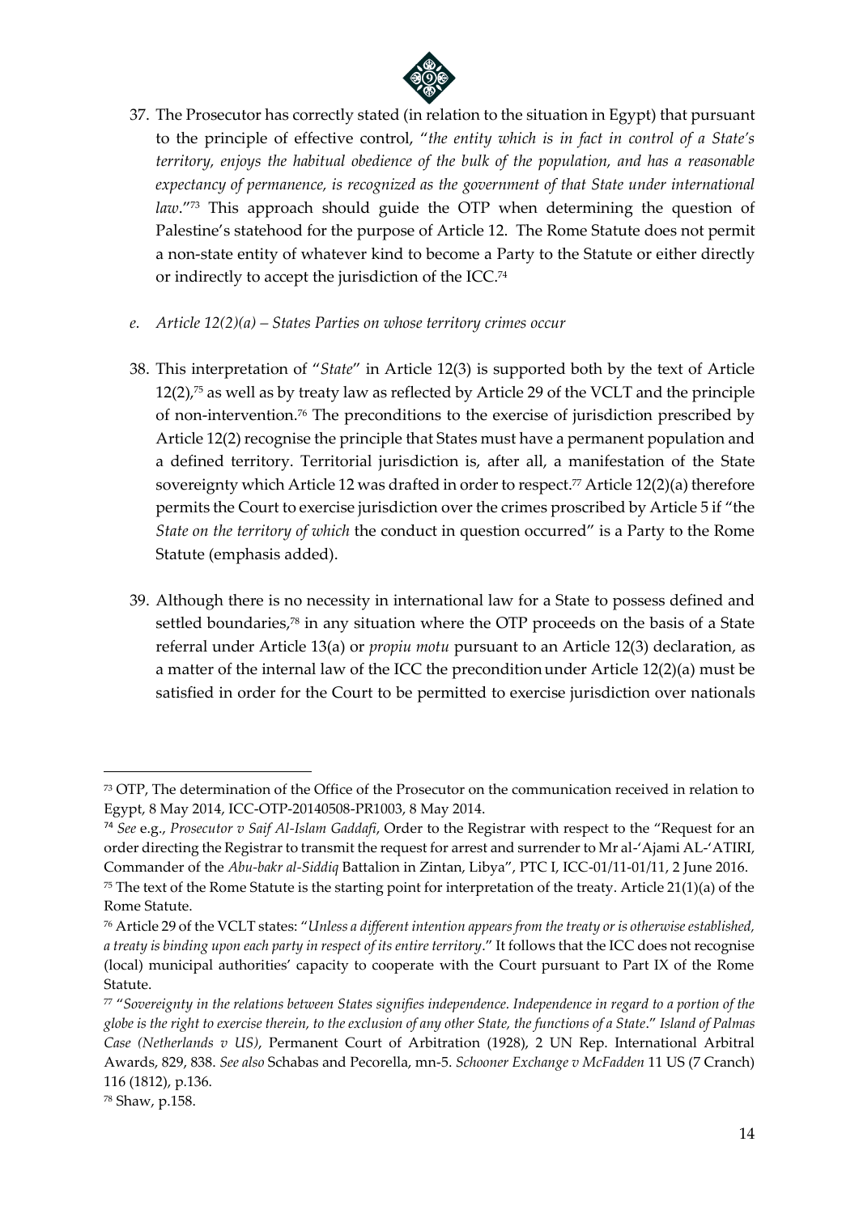37. The Prosecutor has correctly stated (in relation to the situation in Egypt) that pursuant to the principle of effective control, "*the entity which is in fact in control of a State's territory, enjoys the habitual obedience of the bulk of the population, and has a reasonable expectancy of permanence, is recognized as the government of that State under international law*."[73] This approach should guide the OTP when determining the question of Palestine's statehood for the purpose of Article 12. The Rome Statute does not permit a non-state entity of whatever kind to become a Party to the Statute or either directly or indirectly to accept the jurisdiction of the ICC.[74]

*e. Article 12(2)(a) – States Parties on whose territory crimes occur*

38. This interpretation of "*State*" in Article 12(3) is supported both by the text of Article 12(2),[75] as well as by treaty law as reflected by Article 29 of the VCLT and the principle of non-intervention.[76] The preconditions to the exercise of jurisdiction prescribed by Article 12(2) recognise the principle that States must have a permanent population and a defined territory. Territorial jurisdiction is, after all, a manifestation of the State sovereignty which Article 12 was drafted in order to respect.[77] Article 12(2)(a) therefore permits the Court to exercise jurisdiction over the crimes proscribed by Article 5 if "the *State on the territory of which* the conduct in question occurred" is a Party to the Rome Statute (emphasis added).

39. Although there is no necessity in international law for a State to possess defined and settled boundaries,[78] in any situation where the OTP proceeds on the basis of a State referral under Article 13(a) or *propiu motu* pursuant to an Article 12(3) declaration, as a matter of the internal law of the ICC the precondition under Article 12(2)(a) must be satisfied in order for the Court to be permitted to exercise jurisdiction over nationals

---

[73] OTP, The determination of the Office of the Prosecutor on the communication received in relation to Egypt, 8 May 2014, ICC-OTP-20140508-PR1003, 8 May 2014.

[74] *See* e.g., *Prosecutor v Saif Al-Islam Gaddafi*, Order to the Registrar with respect to the "Request for an order directing the Registrar to transmit the request for arrest and surrender to Mr al-'Ajami AL-'ATIRI, Commander of the *Abu-bakr al-Siddiq* Battalion in Zintan, Libya", PTC I, ICC-01/11-01/11, 2 June 2016.

[75] The text of the Rome Statute is the starting point for interpretation of the treaty. Article 21(1)(a) of the Rome Statute.

[76] Article 29 of the VCLT states: "*Unless a different intention appears from the treaty or is otherwise established, a treaty is binding upon each party in respect of its entire territory*." It follows that the ICC does not recognise (local) municipal authorities' capacity to cooperate with the Court pursuant to Part IX of the Rome Statute.

[77] "*Sovereignty in the relations between States signifies independence. Independence in regard to a portion of the globe is the right to exercise therein, to the exclusion of any other State, the functions of a State*." *Island of Palmas Case (Netherlands v US)*, Permanent Court of Arbitration (1928), 2 UN Rep. International Arbitral Awards, 829, 838. *See also* Schabas and Pecorella, mn-5. *Schooner Exchange v McFadden* 11 US (7 Cranch) 116 (1812), p.136.

[78] Shaw, p.158.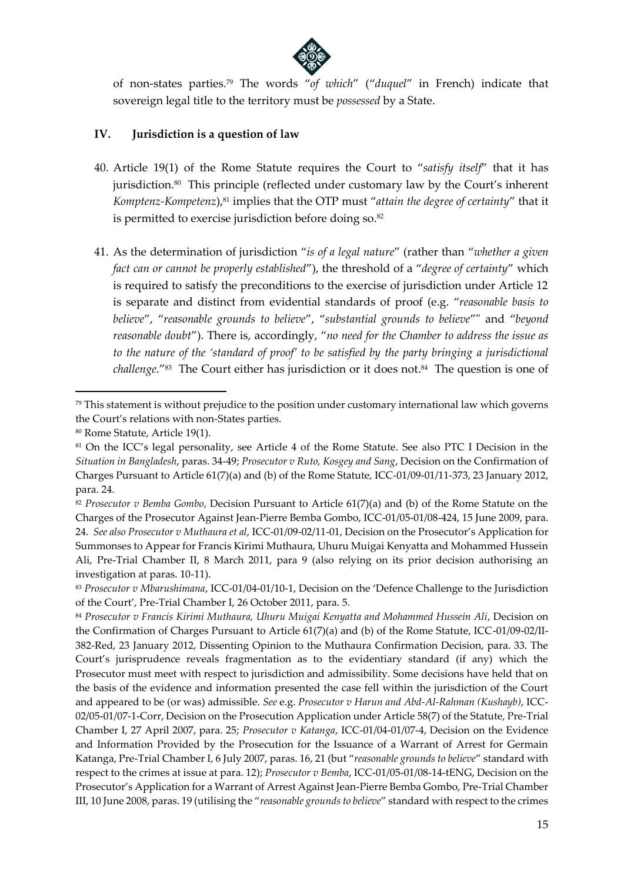of non-states parties.[79] The words "*of which*" ("*duquel*" in French) indicate that sovereign legal title to the territory must be *possessed* by a State.

## IV. Jurisdiction is a question of law

40. Article 19(1) of the Rome Statute requires the Court to "*satisfy itself*" that it has jurisdiction.[80] This principle (reflected under customary law by the Court's inherent *Komptenz-Kompetenz*),[81] implies that the OTP must "*attain the degree of certainty*" that it is permitted to exercise jurisdiction before doing so.[82]

41. As the determination of jurisdiction "*is of a legal nature*" (rather than "*whether a given fact can or cannot be properly established*"), the threshold of a "*degree of certainty*" which is required to satisfy the preconditions to the exercise of jurisdiction under Article 12 is separate and distinct from evidential standards of proof (e.g. "*reasonable basis to believe*", "*reasonable grounds to believe*", "*substantial grounds to believe*"" and "*beyond reasonable doubt*"). There is, accordingly, "*no need for the Chamber to address the issue as to the nature of the 'standard of proof' to be satisfied by the party bringing a jurisdictional challenge*."[83] The Court either has jurisdiction or it does not.[84] The question is one of

---

[79] This statement is without prejudice to the position under customary international law which governs the Court's relations with non-States parties.

[80] Rome Statute, Article 19(1).

[81] On the ICC's legal personality, see Article 4 of the Rome Statute. See also PTC I Decision in the *Situation in Bangladesh*, paras. 34-49; *Prosecutor v Ruto, Kosgey and Sang*, Decision on the Confirmation of Charges Pursuant to Article 61(7)(a) and (b) of the Rome Statute, ICC-01/09-01/11-373, 23 January 2012, para. 24.

[82] *Prosecutor v Bemba Gombo*, Decision Pursuant to Article 61(7)(a) and (b) of the Rome Statute on the Charges of the Prosecutor Against Jean-Pierre Bemba Gombo, ICC-01/05-01/08-424, 15 June 2009, para. 24. *See also Prosecutor v Muthaura et al*, ICC-01/09-02/11-01, Decision on the Prosecutor's Application for Summonses to Appear for Francis Kirimi Muthaura, Uhuru Muigai Kenyatta and Mohammed Hussein Ali, Pre-Trial Chamber II, 8 March 2011, para 9 (also relying on its prior decision authorising an investigation at paras. 10-11).

[83] *Prosecutor v Mbarushimana*, ICC-01/04-01/10-1, Decision on the 'Defence Challenge to the Jurisdiction of the Court', Pre-Trial Chamber I, 26 October 2011, para. 5.

[84] *Prosecutor v Francis Kirimi Muthaura, Uhuru Muigai Kenyatta and Mohammed Hussein Ali*, Decision on the Confirmation of Charges Pursuant to Article 61(7)(a) and (b) of the Rome Statute, ICC-01/09-02/II-382-Red, 23 January 2012, Dissenting Opinion to the Muthaura Confirmation Decision, para. 33. The Court's jurisprudence reveals fragmentation as to the evidentiary standard (if any) which the Prosecutor must meet with respect to jurisdiction and admissibility. Some decisions have held that on the basis of the evidence and information presented the case fell within the jurisdiction of the Court and appeared to be (or was) admissible. *See* e.g. *Prosecutor v Harun and Abd-Al-Rahman (Kushayb)*, ICC-02/05-01/07-1-Corr, Decision on the Prosecution Application under Article 58(7) of the Statute, Pre-Trial Chamber I, 27 April 2007, para. 25; *Prosecutor v Katanga*, ICC-01/04-01/07-4, Decision on the Evidence and Information Provided by the Prosecution for the Issuance of a Warrant of Arrest for Germain Katanga, Pre-Trial Chamber I, 6 July 2007, paras. 16, 21 (but "*reasonable grounds to believe*" standard with respect to the crimes at issue at para. 12); *Prosecutor v Bemba*, ICC-01/05-01/08-14-tENG, Decision on the Prosecutor's Application for a Warrant of Arrest Against Jean-Pierre Bemba Gombo, Pre-Trial Chamber III, 10 June 2008, paras. 19 (utilising the "*reasonable grounds to believe*" standard with respect to the crimes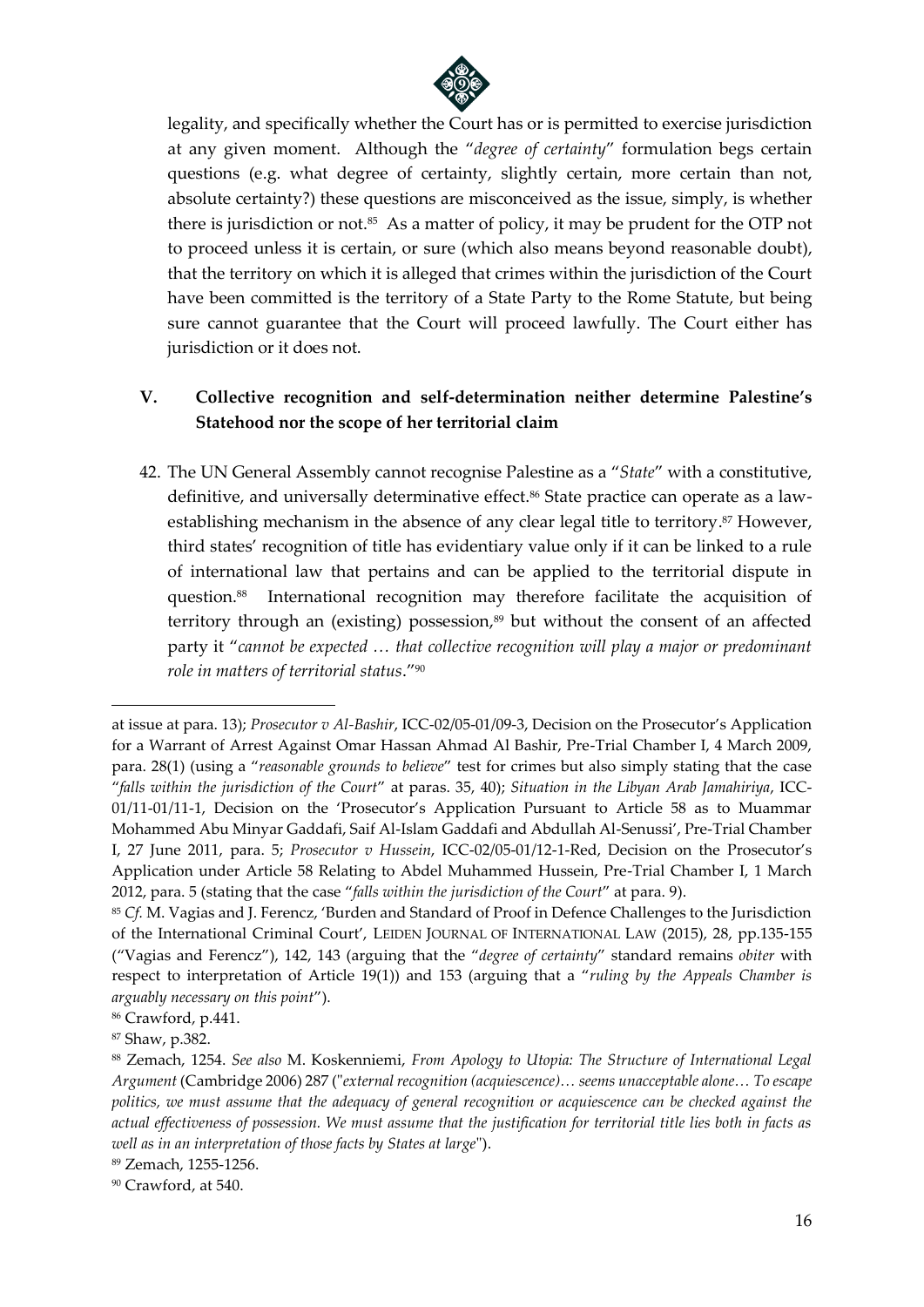legality, and specifically whether the Court has or is permitted to exercise jurisdiction at any given moment. Although the "*degree of certainty*" formulation begs certain questions (e.g. what degree of certainty, slightly certain, more certain than not, absolute certainty?) these questions are misconceived as the issue, simply, is whether there is jurisdiction or not.[85] As a matter of policy, it may be prudent for the OTP not to proceed unless it is certain, or sure (which also means beyond reasonable doubt), that the territory on which it is alleged that crimes within the jurisdiction of the Court have been committed is the territory of a State Party to the Rome Statute, but being sure cannot guarantee that the Court will proceed lawfully. The Court either has jurisdiction or it does not.

## V. Collective recognition and self-determination neither determine Palestine's Statehood nor the scope of her territorial claim

42. The UN General Assembly cannot recognise Palestine as a "*State*" with a constitutive, definitive, and universally determinative effect.[86] State practice can operate as a law-establishing mechanism in the absence of any clear legal title to territory.[87] However, third states' recognition of title has evidentiary value only if it can be linked to a rule of international law that pertains and can be applied to the territorial dispute in question.[88] International recognition may therefore facilitate the acquisition of territory through an (existing) possession,[89] but without the consent of an affected party it "*cannot be expected … that collective recognition will play a major or predominant role in matters of territorial status*."[90]

---

at issue at para. 13); *Prosecutor v Al-Bashir*, ICC-02/05-01/09-3, Decision on the Prosecutor's Application for a Warrant of Arrest Against Omar Hassan Ahmad Al Bashir, Pre-Trial Chamber I, 4 March 2009, para. 28(1) (using a "*reasonable grounds to believe*" test for crimes but also simply stating that the case "*falls within the jurisdiction of the Court*" at paras. 35, 40); *Situation in the Libyan Arab Jamahiriya*, ICC-01/11-01/11-1, Decision on the 'Prosecutor's Application Pursuant to Article 58 as to Muammar Mohammed Abu Minyar Gaddafi, Saif Al-Islam Gaddafi and Abdullah Al-Senussi', Pre-Trial Chamber I, 27 June 2011, para. 5; *Prosecutor v Hussein*, ICC-02/05-01/12-1-Red, Decision on the Prosecutor's Application under Article 58 Relating to Abdel Muhammed Hussein, Pre-Trial Chamber I, 1 March 2012, para. 5 (stating that the case "*falls within the jurisdiction of the Court*" at para. 9).

[85] *Cf.* M. Vagias and J. Ferencz, 'Burden and Standard of Proof in Defence Challenges to the Jurisdiction of the International Criminal Court', LEIDEN JOURNAL OF INTERNATIONAL LAW (2015), 28, pp.135-155 ("Vagias and Ferencz"), 142, 143 (arguing that the "*degree of certainty*" standard remains *obiter* with respect to interpretation of Article 19(1)) and 153 (arguing that a "*ruling by the Appeals Chamber is arguably necessary on this point*").

[86] Crawford, p.441.

[87] Shaw, p.382.

[88] Zemach, 1254. *See also* M. Koskenniemi, *From Apology to Utopia: The Structure of International Legal Argument* (Cambridge 2006) 287 ("*external recognition (acquiescence)… seems unacceptable alone… To escape politics, we must assume that the adequacy of general recognition or acquiescence can be checked against the actual effectiveness of possession. We must assume that the justification for territorial title lies both in facts as well as in an interpretation of those facts by States at large*").

[89] Zemach, 1255-1256.

[90] Crawford, at 540.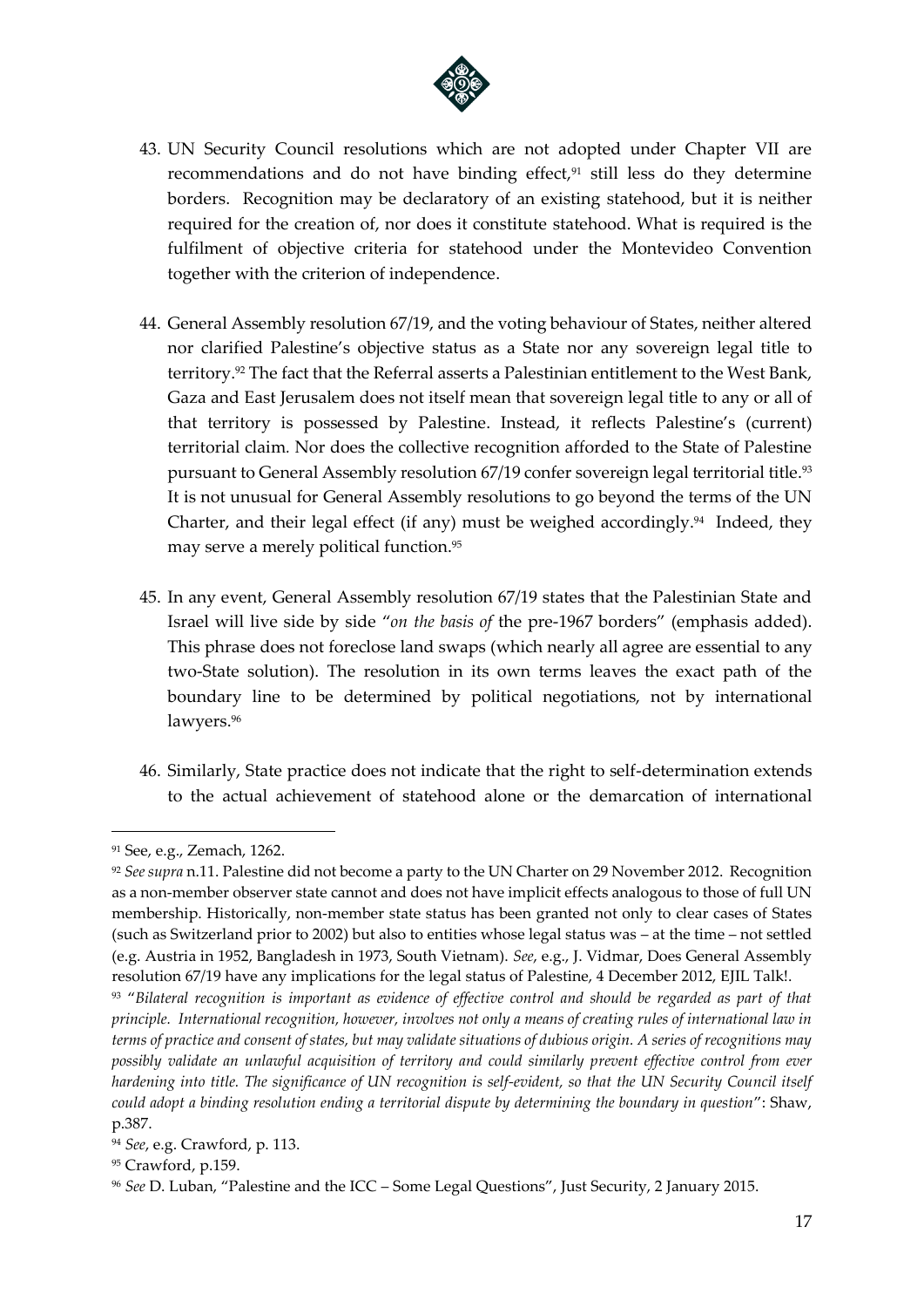43. UN Security Council resolutions which are not adopted under Chapter VII are recommendations and do not have binding effect,[91] still less do they determine borders. Recognition may be declaratory of an existing statehood, but it is neither required for the creation of, nor does it constitute statehood. What is required is the fulfilment of objective criteria for statehood under the Montevideo Convention together with the criterion of independence.

44. General Assembly resolution 67/19, and the voting behaviour of States, neither altered nor clarified Palestine's objective status as a State nor any sovereign legal title to territory.[92] The fact that the Referral asserts a Palestinian entitlement to the West Bank, Gaza and East Jerusalem does not itself mean that sovereign legal title to any or all of that territory is possessed by Palestine. Instead, it reflects Palestine's (current) territorial claim. Nor does the collective recognition afforded to the State of Palestine pursuant to General Assembly resolution 67/19 confer sovereign legal territorial title.[93] It is not unusual for General Assembly resolutions to go beyond the terms of the UN Charter, and their legal effect (if any) must be weighed accordingly.[94] Indeed, they may serve a merely political function.[95]

45. In any event, General Assembly resolution 67/19 states that the Palestinian State and Israel will live side by side "*on the basis of* the pre-1967 borders" (emphasis added). This phrase does not foreclose land swaps (which nearly all agree are essential to any two-State solution). The resolution in its own terms leaves the exact path of the boundary line to be determined by political negotiations, not by international lawyers.[96]

46. Similarly, State practice does not indicate that the right to self-determination extends to the actual achievement of statehood alone or the demarcation of international

---

[91] See, e.g., Zemach, 1262.

[92] *See supra* n.11. Palestine did not become a party to the UN Charter on 29 November 2012. Recognition as a non-member observer state cannot and does not have implicit effects analogous to those of full UN membership. Historically, non-member state status has been granted not only to clear cases of States (such as Switzerland prior to 2002) but also to entities whose legal status was – at the time – not settled (e.g. Austria in 1952, Bangladesh in 1973, South Vietnam). *See*, e.g., J. Vidmar, Does General Assembly resolution 67/19 have any implications for the legal status of Palestine, 4 December 2012, EJIL Talk!.

[93] "*Bilateral recognition is important as evidence of effective control and should be regarded as part of that principle. International recognition, however, involves not only a means of creating rules of international law in terms of practice and consent of states, but may validate situations of dubious origin. A series of recognitions may possibly validate an unlawful acquisition of territory and could similarly prevent effective control from ever hardening into title. The significance of UN recognition is self-evident, so that the UN Security Council itself could adopt a binding resolution ending a territorial dispute by determining the boundary in question*": Shaw, p.387.

[94] *See*, e.g. Crawford, p. 113.

[95] Crawford, p.159.

[96] *See* D. Luban, "Palestine and the ICC – Some Legal Questions", Just Security, 2 January 2015.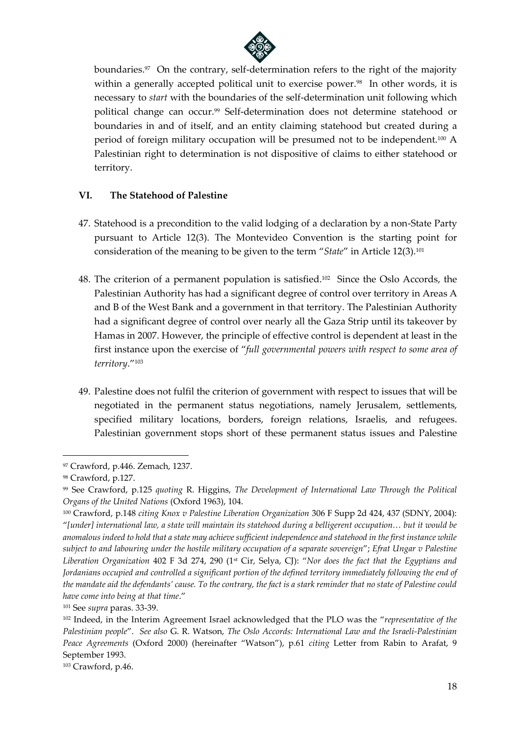boundaries.[97] On the contrary, self-determination refers to the right of the majority within a generally accepted political unit to exercise power.[98] In other words, it is necessary to *start* with the boundaries of the self-determination unit following which political change can occur.[99] Self-determination does not determine statehood or boundaries in and of itself, and an entity claiming statehood but created during a period of foreign military occupation will be presumed not to be independent.[100] A Palestinian right to determination is not dispositive of claims to either statehood or territory.

## VI. The Statehood of Palestine

47. Statehood is a precondition to the valid lodging of a declaration by a non-State Party pursuant to Article 12(3). The Montevideo Convention is the starting point for consideration of the meaning to be given to the term "*State*" in Article 12(3).[101]

48. The criterion of a permanent population is satisfied.[102] Since the Oslo Accords, the Palestinian Authority has had a significant degree of control over territory in Areas A and B of the West Bank and a government in that territory. The Palestinian Authority had a significant degree of control over nearly all the Gaza Strip until its takeover by Hamas in 2007. However, the principle of effective control is dependent at least in the first instance upon the exercise of "*full governmental powers with respect to some area of territory*."[103]

49. Palestine does not fulfil the criterion of government with respect to issues that will be negotiated in the permanent status negotiations, namely Jerusalem, settlements, specified military locations, borders, foreign relations, Israelis, and refugees. Palestinian government stops short of these permanent status issues and Palestine

---

[97] Crawford, p.446. Zemach, 1237.

[98] Crawford, p.127.

[99] See Crawford, p.125 *quoting* R. Higgins, *The Development of International Law Through the Political Organs of the United Nations* (Oxford 1963), 104.

[100] Crawford, p.148 *citing Knox v Palestine Liberation Organization* 306 F Supp 2d 424, 437 (SDNY, 2004): "*[under] international law, a state will maintain its statehood during a belligerent occupation… but it would be anomalous indeed to hold that a state may achieve sufficient independence and statehood in the first instance while subject to and labouring under the hostile military occupation of a separate sovereign*"; *Efrat Ungar v Palestine Liberation Organization* 402 F 3d 274, 290 (1st Cir, Selya, CJ): "*Nor does the fact that the Egyptians and Jordanians occupied and controlled a significant portion of the defined territory immediately following the end of the mandate aid the defendants' cause. To the contrary, the fact is a stark reminder that no state of Palestine could have come into being at that time*."

[101] See *supra* paras. 33-39.

[102] Indeed, in the Interim Agreement Israel acknowledged that the PLO was the "*representative of the Palestinian people*". *See also* G. R. Watson, *The Oslo Accords: International Law and the Israeli-Palestinian Peace Agreements* (Oxford 2000) (hereinafter "Watson"), p.61 *citing* Letter from Rabin to Arafat, 9 September 1993.

[103] Crawford, p.46.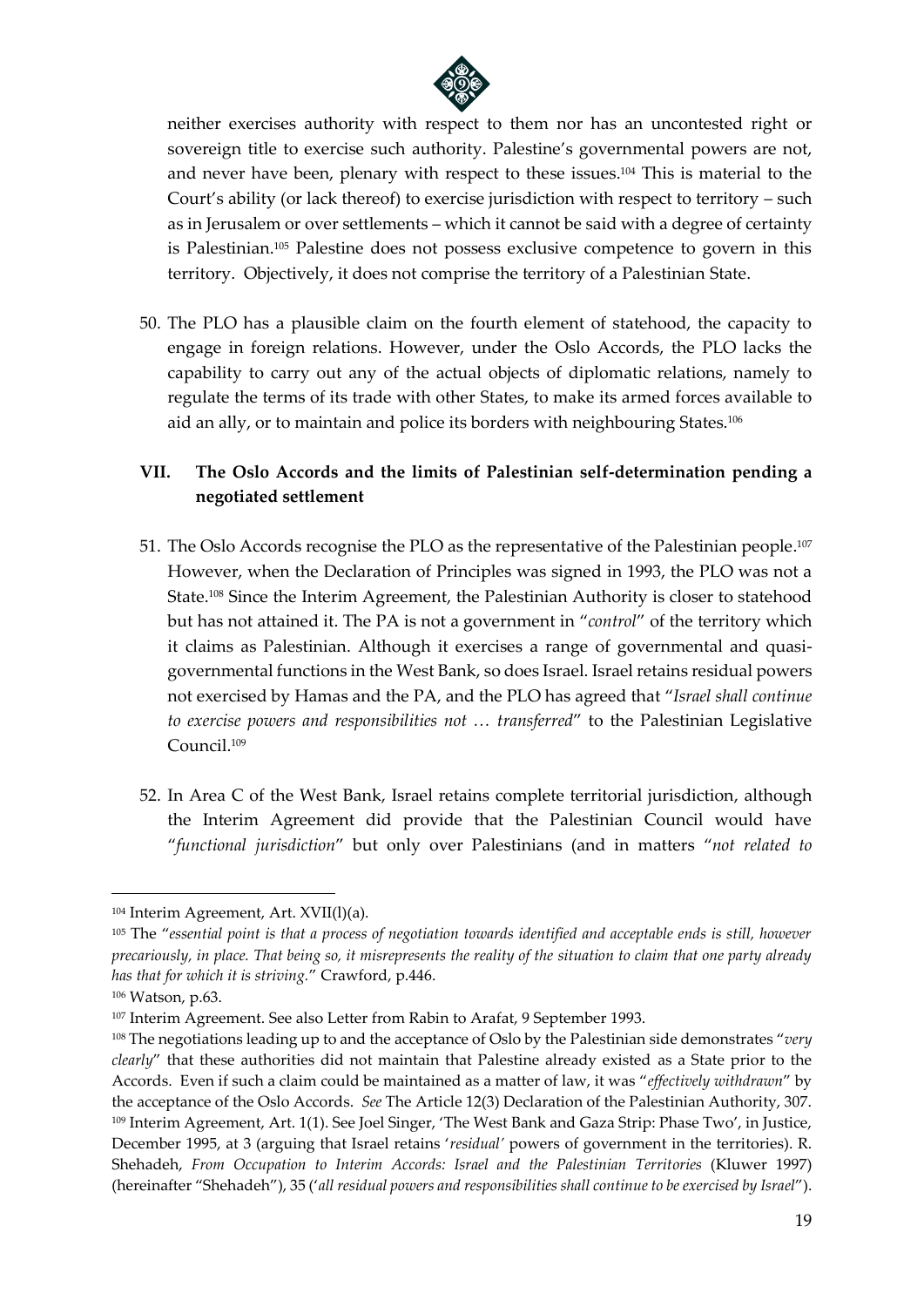neither exercises authority with respect to them nor has an uncontested right or sovereign title to exercise such authority. Palestine's governmental powers are not, and never have been, plenary with respect to these issues.[104] This is material to the Court's ability (or lack thereof) to exercise jurisdiction with respect to territory – such as in Jerusalem or over settlements – which it cannot be said with a degree of certainty is Palestinian.[105] Palestine does not possess exclusive competence to govern in this territory. Objectively, it does not comprise the territory of a Palestinian State.

50. The PLO has a plausible claim on the fourth element of statehood, the capacity to engage in foreign relations. However, under the Oslo Accords, the PLO lacks the capability to carry out any of the actual objects of diplomatic relations, namely to regulate the terms of its trade with other States, to make its armed forces available to aid an ally, or to maintain and police its borders with neighbouring States.[106]

## VII. The Oslo Accords and the limits of Palestinian self-determination pending a negotiated settlement

51. The Oslo Accords recognise the PLO as the representative of the Palestinian people.[107] However, when the Declaration of Principles was signed in 1993, the PLO was not a State.[108] Since the Interim Agreement, the Palestinian Authority is closer to statehood but has not attained it. The PA is not a government in "*control*" of the territory which it claims as Palestinian. Although it exercises a range of governmental and quasi-governmental functions in the West Bank, so does Israel. Israel retains residual powers not exercised by Hamas and the PA, and the PLO has agreed that "*Israel shall continue to exercise powers and responsibilities not … transferred*" to the Palestinian Legislative Council.[109]

52. In Area C of the West Bank, Israel retains complete territorial jurisdiction, although the Interim Agreement did provide that the Palestinian Council would have "*functional jurisdiction*" but only over Palestinians (and in matters "*not related to*

---

[104] Interim Agreement, Art. XVII(l)(a).

[105] The "*essential point is that a process of negotiation towards identified and acceptable ends is still, however precariously, in place. That being so, it misrepresents the reality of the situation to claim that one party already has that for which it is striving.*" Crawford, p.446.

[106] Watson, p.63.

[107] Interim Agreement. See also Letter from Rabin to Arafat, 9 September 1993.

[108] The negotiations leading up to and the acceptance of Oslo by the Palestinian side demonstrates "*very clearly*" that these authorities did not maintain that Palestine already existed as a State prior to the Accords. Even if such a claim could be maintained as a matter of law, it was "*effectively withdrawn*" by the acceptance of the Oslo Accords. *See* The Article 12(3) Declaration of the Palestinian Authority, 307.

[109] Interim Agreement, Art. 1(1). See Joel Singer, 'The West Bank and Gaza Strip: Phase Two', in Justice, December 1995, at 3 (arguing that Israel retains '*residual'* powers of government in the territories). R. Shehadeh, *From Occupation to Interim Accords: Israel and the Palestinian Territories* (Kluwer 1997) (hereinafter "Shehadeh"), 35 ('*all residual powers and responsibilities shall continue to be exercised by Israel*").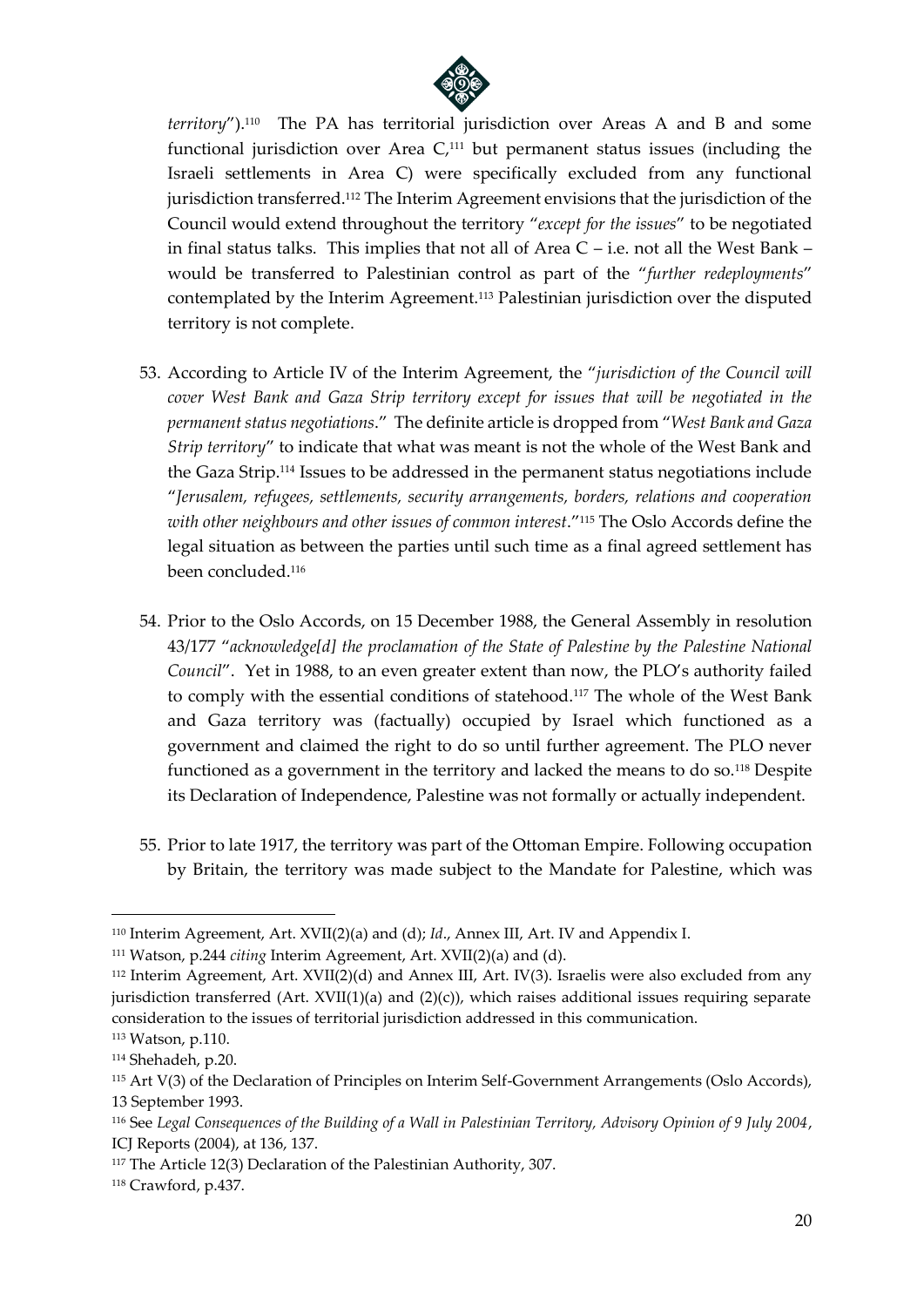*territory*").[110] The PA has territorial jurisdiction over Areas A and B and some functional jurisdiction over Area C,[111] but permanent status issues (including the Israeli settlements in Area C) were specifically excluded from any functional jurisdiction transferred.[112] The Interim Agreement envisions that the jurisdiction of the Council would extend throughout the territory "*except for the issues*" to be negotiated in final status talks. This implies that not all of Area C – i.e. not all the West Bank – would be transferred to Palestinian control as part of the "*further redeployments*" contemplated by the Interim Agreement.[113] Palestinian jurisdiction over the disputed territory is not complete.

53. According to Article IV of the Interim Agreement, the "*jurisdiction of the Council will cover West Bank and Gaza Strip territory except for issues that will be negotiated in the permanent status negotiations*." The definite article is dropped from "*West Bank and Gaza Strip territory*" to indicate that what was meant is not the whole of the West Bank and the Gaza Strip.[114] Issues to be addressed in the permanent status negotiations include "*Jerusalem, refugees, settlements, security arrangements, borders, relations and cooperation with other neighbours and other issues of common interest*."[115] The Oslo Accords define the legal situation as between the parties until such time as a final agreed settlement has been concluded.[116]

54. Prior to the Oslo Accords, on 15 December 1988, the General Assembly in resolution 43/177 "*acknowledge[d] the proclamation of the State of Palestine by the Palestine National Council*". Yet in 1988, to an even greater extent than now, the PLO's authority failed to comply with the essential conditions of statehood.[117] The whole of the West Bank and Gaza territory was (factually) occupied by Israel which functioned as a government and claimed the right to do so until further agreement. The PLO never functioned as a government in the territory and lacked the means to do so.[118] Despite its Declaration of Independence, Palestine was not formally or actually independent.

55. Prior to late 1917, the territory was part of the Ottoman Empire. Following occupation by Britain, the territory was made subject to the Mandate for Palestine, which was

---

[110] Interim Agreement, Art. XVII(2)(a) and (d); *Id*., Annex III, Art. IV and Appendix I.

[111] Watson, p.244 *citing* Interim Agreement, Art. XVII(2)(a) and (d).

[112] Interim Agreement, Art. XVII(2)(d) and Annex III, Art. IV(3). Israelis were also excluded from any jurisdiction transferred (Art. XVII(1)(a) and (2)(c)), which raises additional issues requiring separate consideration to the issues of territorial jurisdiction addressed in this communication.

[113] Watson, p.110.

[114] Shehadeh, p.20.

[115] Art V(3) of the Declaration of Principles on Interim Self-Government Arrangements (Oslo Accords), 13 September 1993.

[116] See *Legal Consequences of the Building of a Wall in Palestinian Territory, Advisory Opinion of 9 July 2004*, ICJ Reports (2004), at 136, 137.

[117] The Article 12(3) Declaration of the Palestinian Authority, 307.

[118] Crawford, p.437.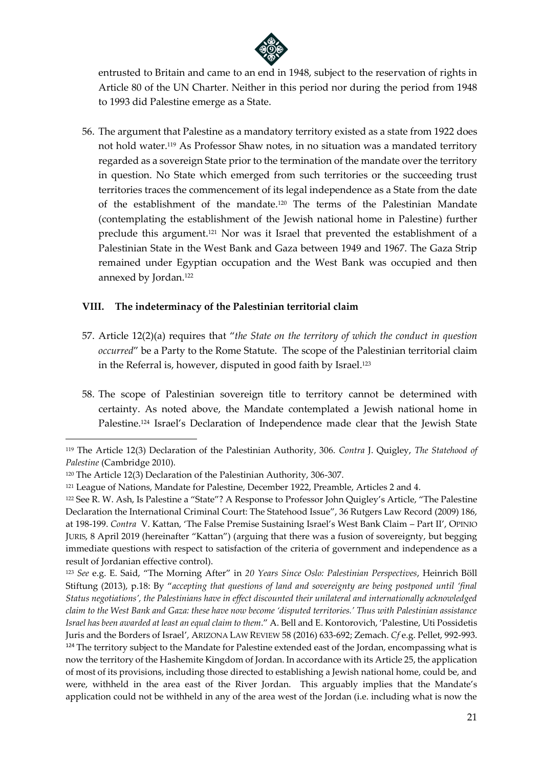entrusted to Britain and came to an end in 1948, subject to the reservation of rights in Article 80 of the UN Charter. Neither in this period nor during the period from 1948 to 1993 did Palestine emerge as a State.

56. The argument that Palestine as a mandatory territory existed as a state from 1922 does not hold water.[119] As Professor Shaw notes, in no situation was a mandated territory regarded as a sovereign State prior to the termination of the mandate over the territory in question. No State which emerged from such territories or the succeeding trust territories traces the commencement of its legal independence as a State from the date of the establishment of the mandate.[120] The terms of the Palestinian Mandate (contemplating the establishment of the Jewish national home in Palestine) further preclude this argument.[121] Nor was it Israel that prevented the establishment of a Palestinian State in the West Bank and Gaza between 1949 and 1967. The Gaza Strip remained under Egyptian occupation and the West Bank was occupied and then annexed by Jordan.[122]

### VIII. The indeterminacy of the Palestinian territorial claim

57. Article 12(2)(a) requires that "*the State on the territory of which the conduct in question occurred*" be a Party to the Rome Statute. The scope of the Palestinian territorial claim in the Referral is, however, disputed in good faith by Israel.[123]

58. The scope of Palestinian sovereign title to territory cannot be determined with certainty. As noted above, the Mandate contemplated a Jewish national home in Palestine.[124] Israel's Declaration of Independence made clear that the Jewish State

---

[119] The Article 12(3) Declaration of the Palestinian Authority, 306. *Contra* J. Quigley, *The Statehood of Palestine* (Cambridge 2010).

[120] The Article 12(3) Declaration of the Palestinian Authority, 306-307.

[121] League of Nations, Mandate for Palestine, December 1922, Preamble, Articles 2 and 4.

[122] See R. W. Ash, Is Palestine a "State"? A Response to Professor John Quigley's Article, "The Palestine Declaration the International Criminal Court: The Statehood Issue", 36 Rutgers Law Record (2009) 186, at 198-199. *Contra* V. Kattan, 'The False Premise Sustaining Israel's West Bank Claim – Part II', OPINIO JURIS, 8 April 2019 (hereinafter "Kattan") (arguing that there was a fusion of sovereignty, but begging immediate questions with respect to satisfaction of the criteria of government and independence as a result of Jordanian effective control).

[123] *See* e.g. E. Said, "The Morning After" in *20 Years Since Oslo: Palestinian Perspectives*, Heinrich Böll Stiftung (2013), p.18: By "*accepting that questions of land and sovereignty are being postponed until 'final Status negotiations', the Palestinians have in effect discounted their unilateral and internationally acknowledged claim to the West Bank and Gaza: these have now become 'disputed territories.' Thus with Palestinian assistance Israel has been awarded at least an equal claim to them*." A. Bell and E. Kontorovich, 'Palestine, Uti Possidetis Juris and the Borders of Israel', ARIZONA LAW REVIEW 58 (2016) 633-692; Zemach. *Cf* e.g. Pellet, 992-993.

[124] The territory subject to the Mandate for Palestine extended east of the Jordan, encompassing what is now the territory of the Hashemite Kingdom of Jordan. In accordance with its Article 25, the application of most of its provisions, including those directed to establishing a Jewish national home, could be, and were, withheld in the area east of the River Jordan. This arguably implies that the Mandate's application could not be withheld in any of the area west of the Jordan (i.e. including what is now the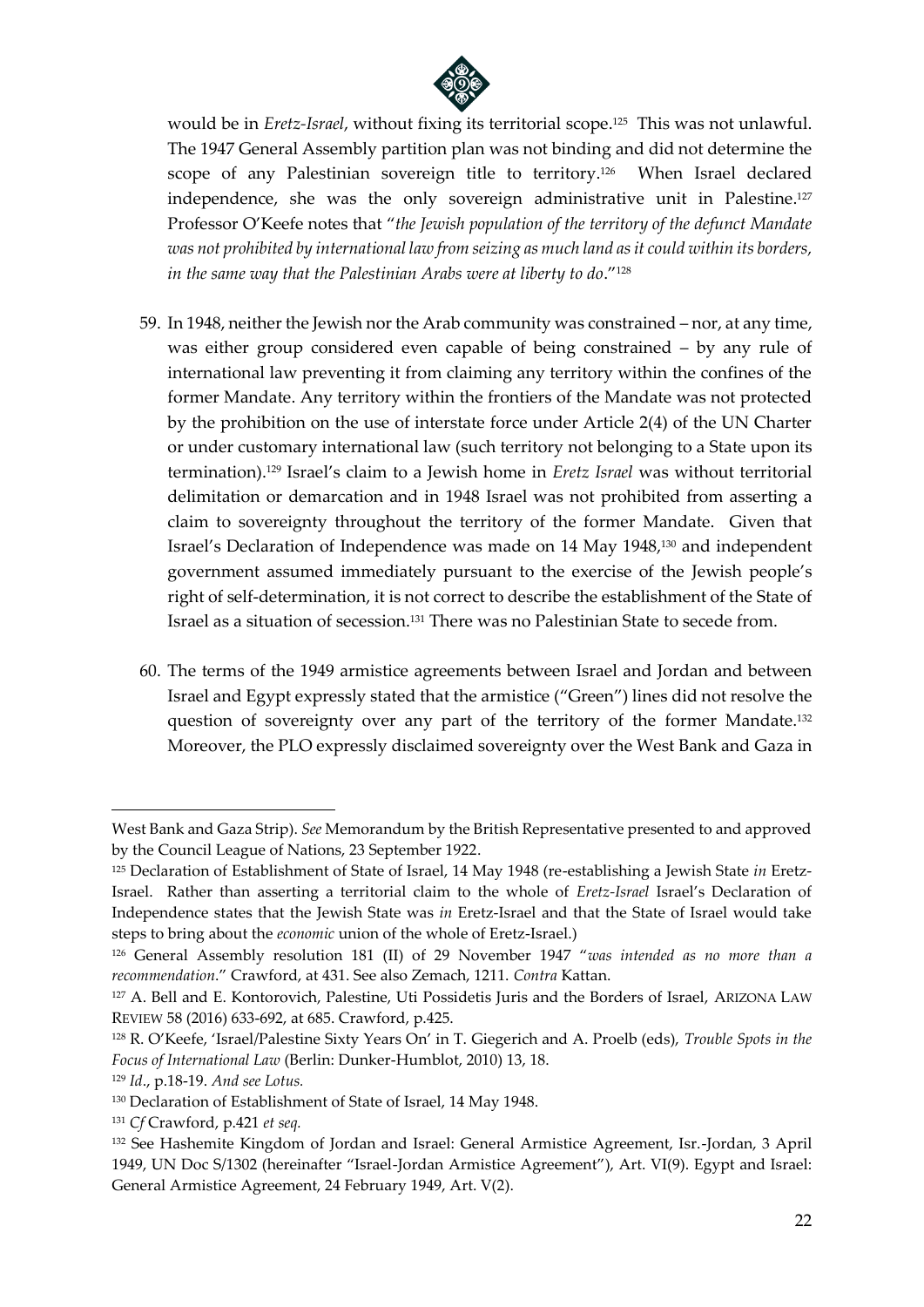would be in *Eretz-Israel*, without fixing its territorial scope.[125] This was not unlawful. The 1947 General Assembly partition plan was not binding and did not determine the scope of any Palestinian sovereign title to territory.[126] When Israel declared independence, she was the only sovereign administrative unit in Palestine.[127] Professor O'Keefe notes that "*the Jewish population of the territory of the defunct Mandate was not prohibited by international law from seizing as much land as it could within its borders, in the same way that the Palestinian Arabs were at liberty to do*."[128]

59. In 1948, neither the Jewish nor the Arab community was constrained – nor, at any time, was either group considered even capable of being constrained – by any rule of international law preventing it from claiming any territory within the confines of the former Mandate. Any territory within the frontiers of the Mandate was not protected by the prohibition on the use of interstate force under Article 2(4) of the UN Charter or under customary international law (such territory not belonging to a State upon its termination).[129] Israel's claim to a Jewish home in *Eretz Israel* was without territorial delimitation or demarcation and in 1948 Israel was not prohibited from asserting a claim to sovereignty throughout the territory of the former Mandate. Given that Israel's Declaration of Independence was made on 14 May 1948,[130] and independent government assumed immediately pursuant to the exercise of the Jewish people's right of self-determination, it is not correct to describe the establishment of the State of Israel as a situation of secession.[131] There was no Palestinian State to secede from.

60. The terms of the 1949 armistice agreements between Israel and Jordan and between Israel and Egypt expressly stated that the armistice ("Green") lines did not resolve the question of sovereignty over any part of the territory of the former Mandate.[132] Moreover, the PLO expressly disclaimed sovereignty over the West Bank and Gaza in

---

West Bank and Gaza Strip). *See* Memorandum by the British Representative presented to and approved by the Council League of Nations, 23 September 1922.

[125] Declaration of Establishment of State of Israel, 14 May 1948 (re-establishing a Jewish State *in* Eretz-Israel. Rather than asserting a territorial claim to the whole of *Eretz-Israel* Israel's Declaration of Independence states that the Jewish State was *in* Eretz-Israel and that the State of Israel would take steps to bring about the *economic* union of the whole of Eretz-Israel.)

[126] General Assembly resolution 181 (II) of 29 November 1947 "*was intended as no more than a recommendation*." Crawford, at 431. See also Zemach, 1211. *Contra* Kattan.

[127] A. Bell and E. Kontorovich, Palestine, Uti Possidetis Juris and the Borders of Israel, ARIZONA LAW REVIEW 58 (2016) 633-692, at 685. Crawford, p.425.

[128] R. O'Keefe, 'Israel/Palestine Sixty Years On' in T. Giegerich and A. Proelb (eds), *Trouble Spots in the Focus of International Law* (Berlin: Dunker-Humblot, 2010) 13, 18.

[129] *Id*., p.18-19. *And see Lotus.*

[130] Declaration of Establishment of State of Israel, 14 May 1948.

[131] *Cf* Crawford, p.421 *et seq.*

[132] See Hashemite Kingdom of Jordan and Israel: General Armistice Agreement, Isr.-Jordan, 3 April 1949, UN Doc S/1302 (hereinafter "Israel-Jordan Armistice Agreement"), Art. VI(9). Egypt and Israel: General Armistice Agreement, 24 February 1949, Art. V(2).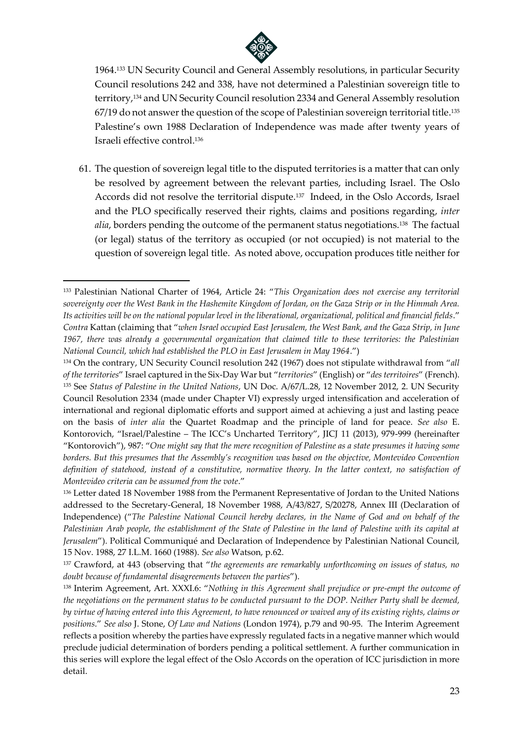1964.[133] UN Security Council and General Assembly resolutions, in particular Security Council resolutions 242 and 338, have not determined a Palestinian sovereign title to territory,[134] and UN Security Council resolution 2334 and General Assembly resolution 67/19 do not answer the question of the scope of Palestinian sovereign territorial title.[135] Palestine's own 1988 Declaration of Independence was made after twenty years of Israeli effective control.[136]

61. The question of sovereign legal title to the disputed territories is a matter that can only be resolved by agreement between the relevant parties, including Israel. The Oslo Accords did not resolve the territorial dispute.[137] Indeed, in the Oslo Accords, Israel and the PLO specifically reserved their rights, claims and positions regarding, *inter alia*, borders pending the outcome of the permanent status negotiations.[138] The factual (or legal) status of the territory as occupied (or not occupied) is not material to the question of sovereign legal title. As noted above, occupation produces title neither for

---

[133] Palestinian National Charter of 1964, Article 24: "*This Organization does not exercise any territorial sovereignty over the West Bank in the Hashemite Kingdom of Jordan, on the Gaza Strip or in the Himmah Area. Its activities will be on the national popular level in the liberational, organizational, political and financial fields*." *Contra* Kattan (claiming that "*when Israel occupied East Jerusalem, the West Bank, and the Gaza Strip, in June 1967, there was already a governmental organization that claimed title to these territories: the Palestinian National Council, which had established the PLO in East Jerusalem in May 1964*.")

[134] On the contrary, UN Security Council resolution 242 (1967) does not stipulate withdrawal from "*all of the territories*" Israel captured in the Six-Day War but "*territories*" (English) or "*des territoires*" (French).

[135] See *Status of Palestine in the United Nations*, UN Doc. A/67/L.28, 12 November 2012, 2. UN Security Council Resolution 2334 (made under Chapter VI) expressly urged intensification and acceleration of international and regional diplomatic efforts and support aimed at achieving a just and lasting peace on the basis of *inter alia* the Quartet Roadmap and the principle of land for peace. *See also* E. Kontorovich, "Israel/Palestine – The ICC's Uncharted Territory", JICJ 11 (2013), 979-999 (hereinafter "Kontorovich"), 987: "*One might say that the mere recognition of Palestine as a state presumes it having some borders. But this presumes that the Assembly's recognition was based on the objective, Montevideo Convention definition of statehood, instead of a constitutive, normative theory. In the latter context, no satisfaction of Montevideo criteria can be assumed from the vote*."

[136] Letter dated 18 November 1988 from the Permanent Representative of Jordan to the United Nations addressed to the Secretary-General, 18 November 1988, A/43/827, S/20278, Annex III (Declaration of Independence) ("*The Palestine National Council hereby declares, in the Name of God and on behalf of the Palestinian Arab people, the establishment of the State of Palestine in the land of Palestine with its capital at Jerusalem*"). Political Communiqué and Declaration of Independence by Palestinian National Council, 15 Nov. 1988, 27 I.L.M. 1660 (1988). *See also* Watson, p.62.

[137] Crawford, at 443 (observing that "*the agreements are remarkably unforthcoming on issues of status, no doubt because of fundamental disagreements between the parties*").

[138] Interim Agreement, Art. XXXI.6: "*Nothing in this Agreement shall prejudice or pre-empt the outcome of the negotiations on the permanent status to be conducted pursuant to the DOP. Neither Party shall be deemed, by virtue of having entered into this Agreement, to have renounced or waived any of its existing rights, claims or positions*." *See also* J. Stone, *Of Law and Nations* (London 1974), p.79 and 90-95. The Interim Agreement reflects a position whereby the parties have expressly regulated facts in a negative manner which would preclude judicial determination of borders pending a political settlement. A further communication in this series will explore the legal effect of the Oslo Accords on the operation of ICC jurisdiction in more detail.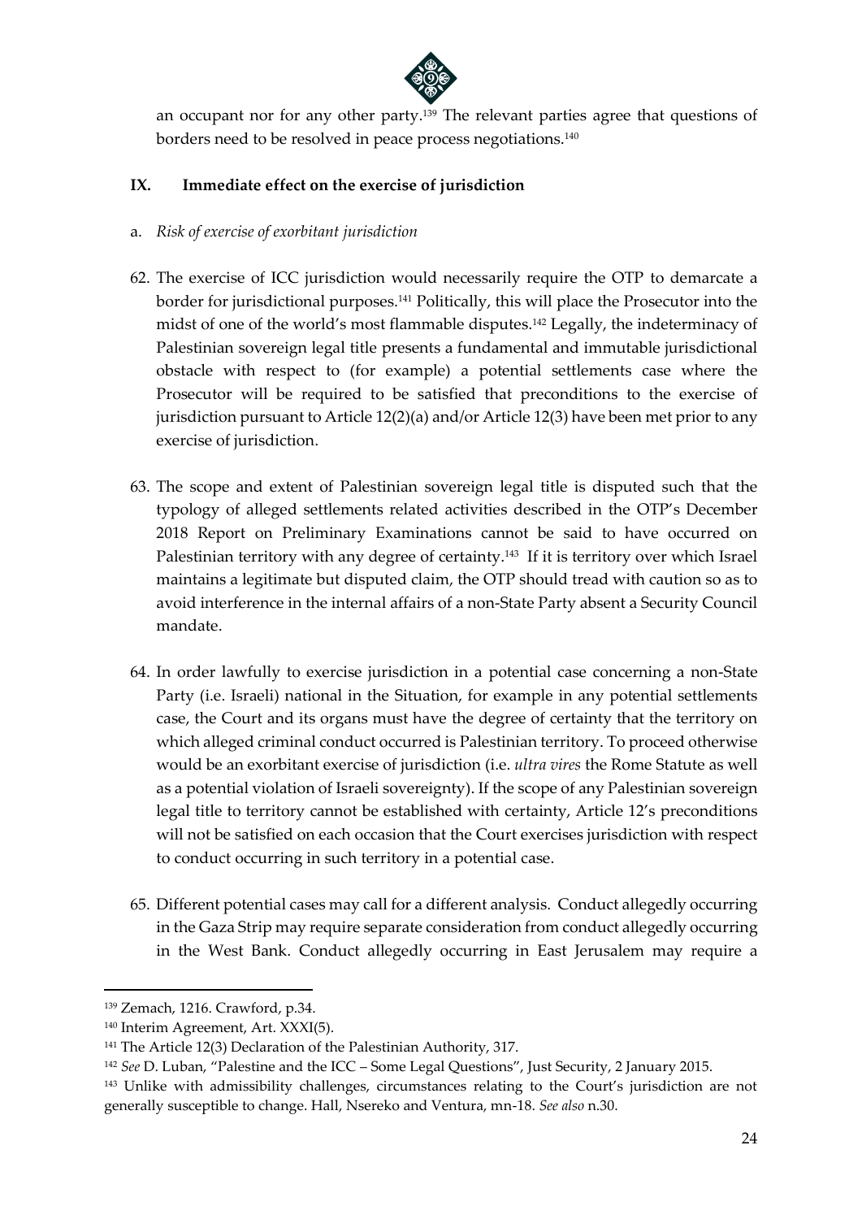an occupant nor for any other party.[139] The relevant parties agree that questions of borders need to be resolved in peace process negotiations.[140]

## IX. Immediate effect on the exercise of jurisdiction

a. *Risk of exercise of exorbitant jurisdiction*

62. The exercise of ICC jurisdiction would necessarily require the OTP to demarcate a border for jurisdictional purposes.[141] Politically, this will place the Prosecutor into the midst of one of the world's most flammable disputes.[142] Legally, the indeterminacy of Palestinian sovereign legal title presents a fundamental and immutable jurisdictional obstacle with respect to (for example) a potential settlements case where the Prosecutor will be required to be satisfied that preconditions to the exercise of jurisdiction pursuant to Article 12(2)(a) and/or Article 12(3) have been met prior to any exercise of jurisdiction.

63. The scope and extent of Palestinian sovereign legal title is disputed such that the typology of alleged settlements related activities described in the OTP's December 2018 Report on Preliminary Examinations cannot be said to have occurred on Palestinian territory with any degree of certainty.[143] If it is territory over which Israel maintains a legitimate but disputed claim, the OTP should tread with caution so as to avoid interference in the internal affairs of a non-State Party absent a Security Council mandate.

64. In order lawfully to exercise jurisdiction in a potential case concerning a non-State Party (i.e. Israeli) national in the Situation, for example in any potential settlements case, the Court and its organs must have the degree of certainty that the territory on which alleged criminal conduct occurred is Palestinian territory. To proceed otherwise would be an exorbitant exercise of jurisdiction (i.e. *ultra vires* the Rome Statute as well as a potential violation of Israeli sovereignty). If the scope of any Palestinian sovereign legal title to territory cannot be established with certainty, Article 12's preconditions will not be satisfied on each occasion that the Court exercises jurisdiction with respect to conduct occurring in such territory in a potential case.

65. Different potential cases may call for a different analysis. Conduct allegedly occurring in the Gaza Strip may require separate consideration from conduct allegedly occurring in the West Bank. Conduct allegedly occurring in East Jerusalem may require a

---

[139] Zemach, 1216. Crawford, p.34.

[140] Interim Agreement, Art. XXXI(5).

[141] The Article 12(3) Declaration of the Palestinian Authority, 317.

[142] *See* D. Luban, "Palestine and the ICC – Some Legal Questions", Just Security, 2 January 2015.

[143] Unlike with admissibility challenges, circumstances relating to the Court's jurisdiction are not generally susceptible to change. Hall, Nsereko and Ventura, mn-18. *See also* n.30.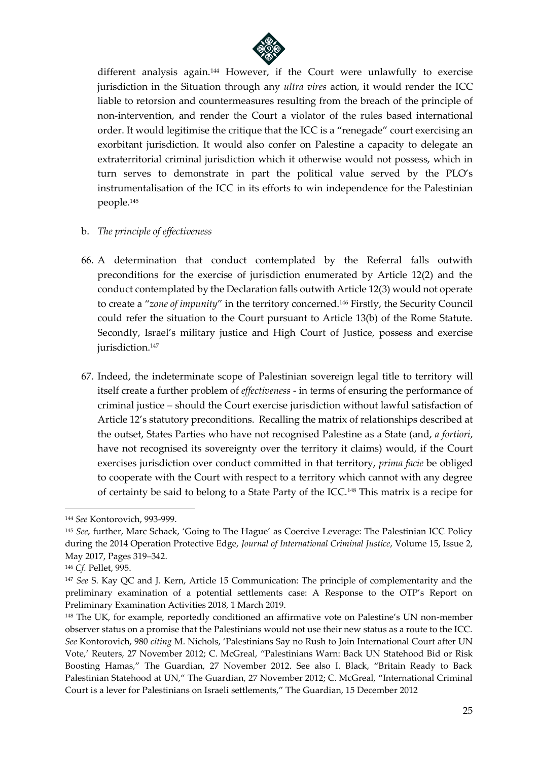different analysis again.[144] However, if the Court were unlawfully to exercise jurisdiction in the Situation through any *ultra vires* action, it would render the ICC liable to retorsion and countermeasures resulting from the breach of the principle of non-intervention, and render the Court a violator of the rules based international order. It would legitimise the critique that the ICC is a "renegade" court exercising an exorbitant jurisdiction. It would also confer on Palestine a capacity to delegate an extraterritorial criminal jurisdiction which it otherwise would not possess, which in turn serves to demonstrate in part the political value served by the PLO's instrumentalisation of the ICC in its efforts to win independence for the Palestinian people.[145]

b. *The principle of effectiveness*

66. A determination that conduct contemplated by the Referral falls outwith preconditions for the exercise of jurisdiction enumerated by Article 12(2) and the conduct contemplated by the Declaration falls outwith Article 12(3) would not operate to create a "*zone of impunity*" in the territory concerned.[146] Firstly, the Security Council could refer the situation to the Court pursuant to Article 13(b) of the Rome Statute. Secondly, Israel's military justice and High Court of Justice, possess and exercise jurisdiction.[147]

67. Indeed, the indeterminate scope of Palestinian sovereign legal title to territory will itself create a further problem of *effectiveness* - in terms of ensuring the performance of criminal justice – should the Court exercise jurisdiction without lawful satisfaction of Article 12's statutory preconditions. Recalling the matrix of relationships described at the outset, States Parties who have not recognised Palestine as a State (and, *a fortiori*, have not recognised its sovereignty over the territory it claims) would, if the Court exercises jurisdiction over conduct committed in that territory, *prima facie* be obliged to cooperate with the Court with respect to a territory which cannot with any degree of certainty be said to belong to a State Party of the ICC.[148] This matrix is a recipe for

---

[144] *See* Kontorovich, 993-999.

[145] *See*, further, Marc Schack, 'Going to The Hague' as Coercive Leverage: The Palestinian ICC Policy during the 2014 Operation Protective Edge, *Journal of International Criminal Justice*, Volume 15, Issue 2, May 2017, Pages 319–342.

[146] *Cf.* Pellet, 995.

[147] *See* S. Kay QC and J. Kern, Article 15 Communication: The principle of complementarity and the preliminary examination of a potential settlements case: A Response to the OTP's Report on Preliminary Examination Activities 2018, 1 March 2019.

[148] The UK, for example, reportedly conditioned an affirmative vote on Palestine's UN non-member observer status on a promise that the Palestinians would not use their new status as a route to the ICC. *See* Kontorovich, 980 *citing* M. Nichols, 'Palestinians Say no Rush to Join International Court after UN Vote,' Reuters, 27 November 2012; C. McGreal, "Palestinians Warn: Back UN Statehood Bid or Risk Boosting Hamas," The Guardian, 27 November 2012. See also I. Black, "Britain Ready to Back Palestinian Statehood at UN," The Guardian, 27 November 2012; C. McGreal, "International Criminal Court is a lever for Palestinians on Israeli settlements," The Guardian, 15 December 2012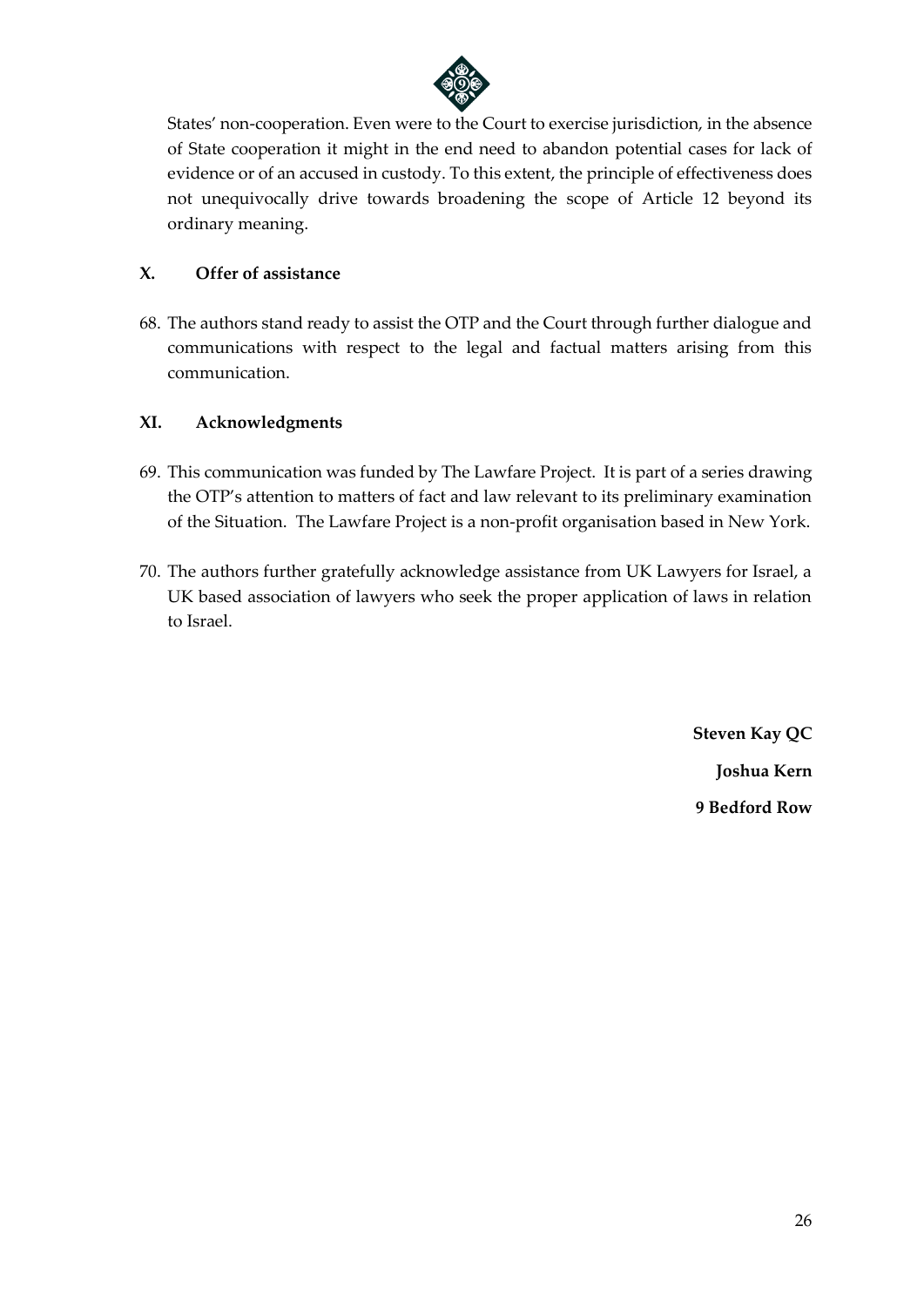States' non-cooperation. Even were to the Court to exercise jurisdiction, in the absence of State cooperation it might in the end need to abandon potential cases for lack of evidence or of an accused in custody. To this extent, the principle of effectiveness does not unequivocally drive towards broadening the scope of Article 12 beyond its ordinary meaning.

## X. Offer of assistance

68. The authors stand ready to assist the OTP and the Court through further dialogue and communications with respect to the legal and factual matters arising from this communication.

## XI. Acknowledgments

69. This communication was funded by The Lawfare Project. It is part of a series drawing the OTP's attention to matters of fact and law relevant to its preliminary examination of the Situation. The Lawfare Project is a non-profit organisation based in New York.

70. The authors further gratefully acknowledge assistance from UK Lawyers for Israel, a UK based association of lawyers who seek the proper application of laws in relation to Israel.

**Steven Kay QC**

**Joshua Kern**

**9 Bedford Row**